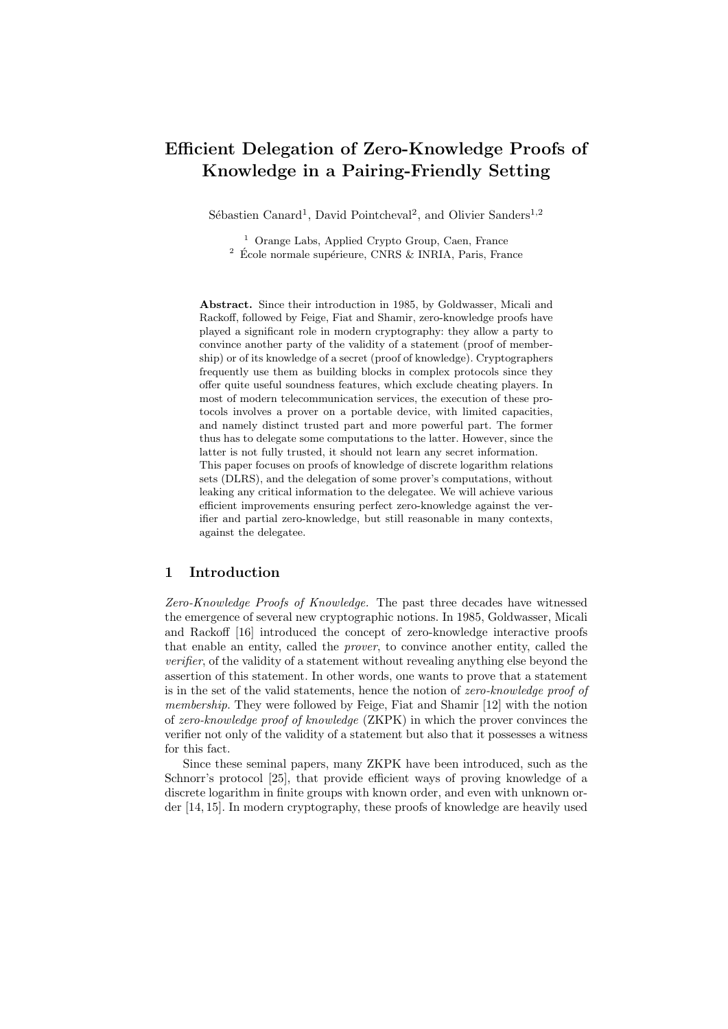# Efficient Delegation of Zero-Knowledge Proofs of Knowledge in a Pairing-Friendly Setting

Sébastien Canard[1], David Pointcheval[2], and Olivier Sanders[1,2]

[1] Orange Labs, Applied Crypto Group, Caen, France
[2] École normale supérieure, CNRS & INRIA, Paris, France

**Abstract.** Since their introduction in 1985, by Goldwasser, Micali and Rackoff, followed by Feige, Fiat and Shamir, zero-knowledge proofs have played a significant role in modern cryptography: they allow a party to convince another party of the validity of a statement (proof of membership) or of its knowledge of a secret (proof of knowledge). Cryptographers frequently use them as building blocks in complex protocols since they offer quite useful soundness features, which exclude cheating players. In most of modern telecommunication services, the execution of these protocols involves a prover on a portable device, with limited capacities, and namely distinct trusted part and more powerful part. The former thus has to delegate some computations to the latter. However, since the latter is not fully trusted, it should not learn any secret information. This paper focuses on proofs of knowledge of discrete logarithm relations sets (DLRS), and the delegation of some prover's computations, without leaking any critical information to the delegatee. We will achieve various efficient improvements ensuring perfect zero-knowledge against the verifier and partial zero-knowledge, but still reasonable in many contexts, against the delegatee.

## 1 Introduction

*Zero-Knowledge Proofs of Knowledge.* The past three decades have witnessed the emergence of several new cryptographic notions. In 1985, Goldwasser, Micali and Rackoff [16] introduced the concept of zero-knowledge interactive proofs that enable an entity, called the *prover*, to convince another entity, called the *verifier*, of the validity of a statement without revealing anything else beyond the assertion of this statement. In other words, one wants to prove that a statement is in the set of the valid statements, hence the notion of *zero-knowledge proof of membership*. They were followed by Feige, Fiat and Shamir [12] with the notion of *zero-knowledge proof of knowledge* (ZKPK) in which the prover convinces the verifier not only of the validity of a statement but also that it possesses a witness for this fact.

Since these seminal papers, many ZKPK have been introduced, such as the Schnorr's protocol [25], that provide efficient ways of proving knowledge of a discrete logarithm in finite groups with known order, and even with unknown order [14, 15]. In modern cryptography, these proofs of knowledge are heavily used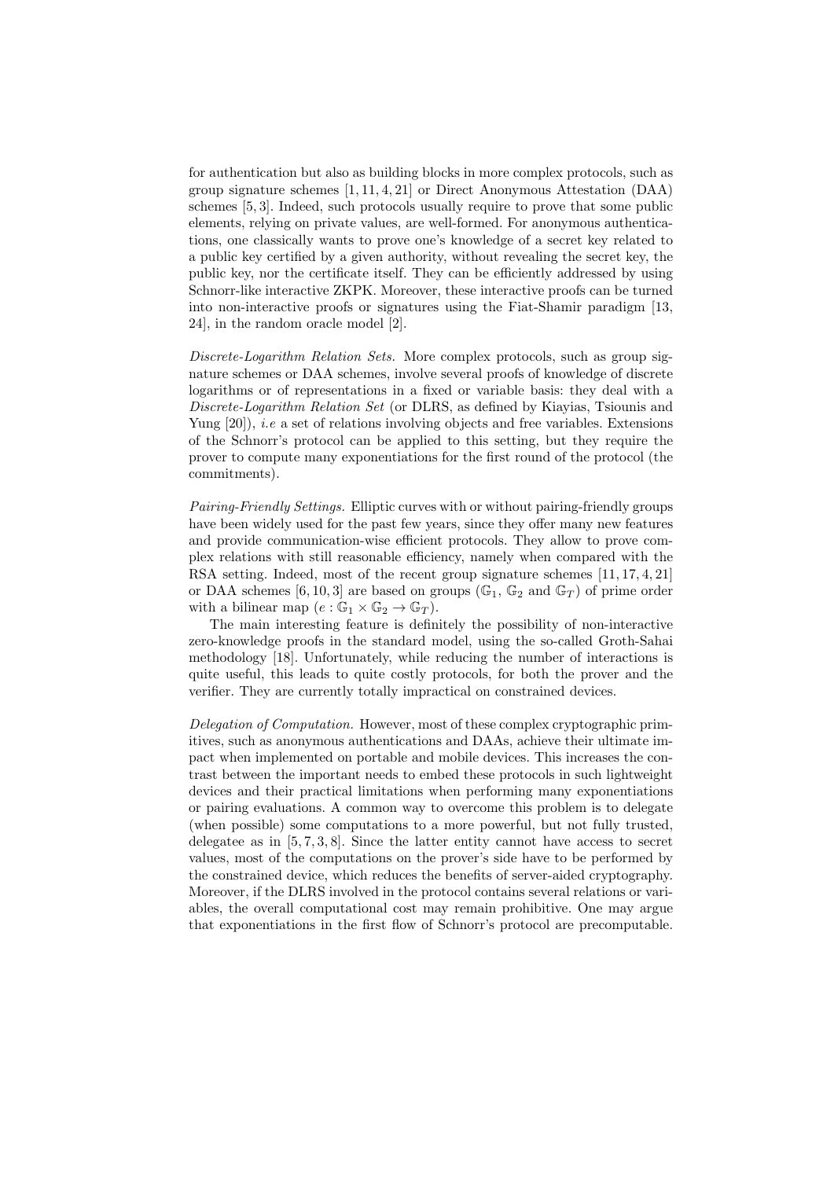for authentication but also as building blocks in more complex protocols, such as group signature schemes [1, 11, 4, 21] or Direct Anonymous Attestation (DAA) schemes [5, 3]. Indeed, such protocols usually require to prove that some public elements, relying on private values, are well-formed. For anonymous authentications, one classically wants to prove one's knowledge of a secret key related to a public key certified by a given authority, without revealing the secret key, the public key, nor the certificate itself. They can be efficiently addressed by using Schnorr-like interactive ZKPK. Moreover, these interactive proofs can be turned into non-interactive proofs or signatures using the Fiat-Shamir paradigm [13, 24], in the random oracle model [2].

*Discrete-Logarithm Relation Sets.* More complex protocols, such as group signature schemes or DAA schemes, involve several proofs of knowledge of discrete logarithms or of representations in a fixed or variable basis: they deal with a *Discrete-Logarithm Relation Set* (or DLRS, as defined by Kiayias, Tsiounis and Yung [20]), *i.e* a set of relations involving objects and free variables. Extensions of the Schnorr's protocol can be applied to this setting, but they require the prover to compute many exponentiations for the first round of the protocol (the commitments).

*Pairing-Friendly Settings.* Elliptic curves with or without pairing-friendly groups have been widely used for the past few years, since they offer many new features and provide communication-wise efficient protocols. They allow to prove complex relations with still reasonable efficiency, namely when compared with the RSA setting. Indeed, most of the recent group signature schemes [11, 17, 4, 21] or DAA schemes [6, 10, 3] are based on groups ($\mathbb{G}_1$, $\mathbb{G}_2$ and $\mathbb{G}_T$) of prime order with a bilinear map ($e : \mathbb{G}_1 \times \mathbb{G}_2 \to \mathbb{G}_T$).

The main interesting feature is definitely the possibility of non-interactive zero-knowledge proofs in the standard model, using the so-called Groth-Sahai methodology [18]. Unfortunately, while reducing the number of interactions is quite useful, this leads to quite costly protocols, for both the prover and the verifier. They are currently totally impractical on constrained devices.

*Delegation of Computation.* However, most of these complex cryptographic primitives, such as anonymous authentications and DAAs, achieve their ultimate impact when implemented on portable and mobile devices. This increases the contrast between the important needs to embed these protocols in such lightweight devices and their practical limitations when performing many exponentiations or pairing evaluations. A common way to overcome this problem is to delegate (when possible) some computations to a more powerful, but not fully trusted, delegatee as in [5, 7, 3, 8]. Since the latter entity cannot have access to secret values, most of the computations on the prover's side have to be performed by the constrained device, which reduces the benefits of server-aided cryptography. Moreover, if the DLRS involved in the protocol contains several relations or variables, the overall computational cost may remain prohibitive. One may argue that exponentiations in the first flow of Schnorr's protocol are precomputable.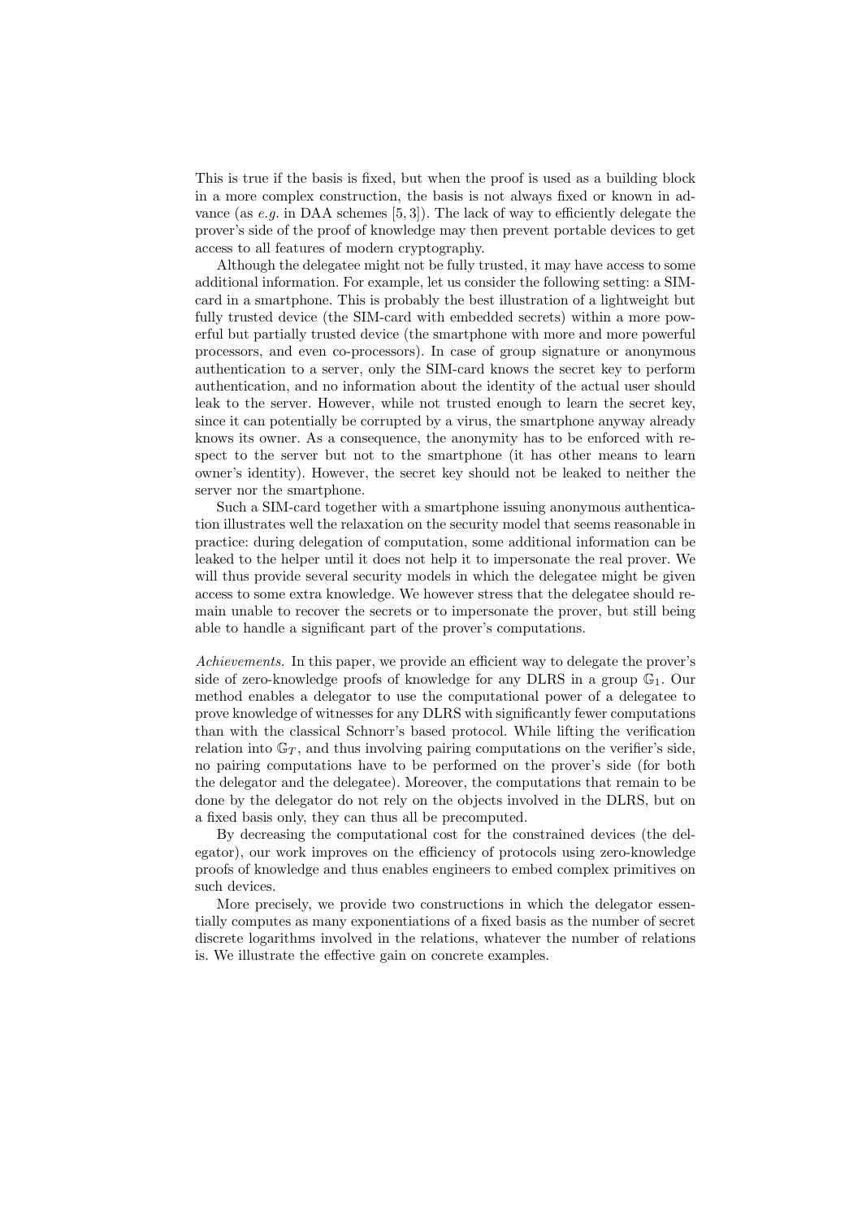This is true if the basis is fixed, but when the proof is used as a building block in a more complex construction, the basis is not always fixed or known in advance (as *e.g.* in DAA schemes [5, 3]). The lack of way to efficiently delegate the prover's side of the proof of knowledge may then prevent portable devices to get access to all features of modern cryptography.

Although the delegatee might not be fully trusted, it may have access to some additional information. For example, let us consider the following setting: a SIM-card in a smartphone. This is probably the best illustration of a lightweight but fully trusted device (the SIM-card with embedded secrets) within a more powerful but partially trusted device (the smartphone with more and more powerful processors, and even co-processors). In case of group signature or anonymous authentication to a server, only the SIM-card knows the secret key to perform authentication, and no information about the identity of the actual user should leak to the server. However, while not trusted enough to learn the secret key, since it can potentially be corrupted by a virus, the smartphone anyway already knows its owner. As a consequence, the anonymity has to be enforced with respect to the server but not to the smartphone (it has other means to learn owner's identity). However, the secret key should not be leaked to neither the server nor the smartphone.

Such a SIM-card together with a smartphone issuing anonymous authentication illustrates well the relaxation on the security model that seems reasonable in practice: during delegation of computation, some additional information can be leaked to the helper until it does not help it to impersonate the real prover. We will thus provide several security models in which the delegatee might be given access to some extra knowledge. We however stress that the delegatee should remain unable to recover the secrets or to impersonate the prover, but still being able to handle a significant part of the prover's computations.

*Achievements.* In this paper, we provide an efficient way to delegate the prover's side of zero-knowledge proofs of knowledge for any DLRS in a group $\mathbb{G}_1$. Our method enables a delegator to use the computational power of a delegatee to prove knowledge of witnesses for any DLRS with significantly fewer computations than with the classical Schnorr's based protocol. While lifting the verification relation into $\mathbb{G}_T$, and thus involving pairing computations on the verifier's side, no pairing computations have to be performed on the prover's side (for both the delegator and the delegatee). Moreover, the computations that remain to be done by the delegator do not rely on the objects involved in the DLRS, but on a fixed basis only, they can thus all be precomputed.

By decreasing the computational cost for the constrained devices (the delegator), our work improves on the efficiency of protocols using zero-knowledge proofs of knowledge and thus enables engineers to embed complex primitives on such devices.

More precisely, we provide two constructions in which the delegator essentially computes as many exponentiations of a fixed basis as the number of secret discrete logarithms involved in the relations, whatever the number of relations is. We illustrate the effective gain on concrete examples.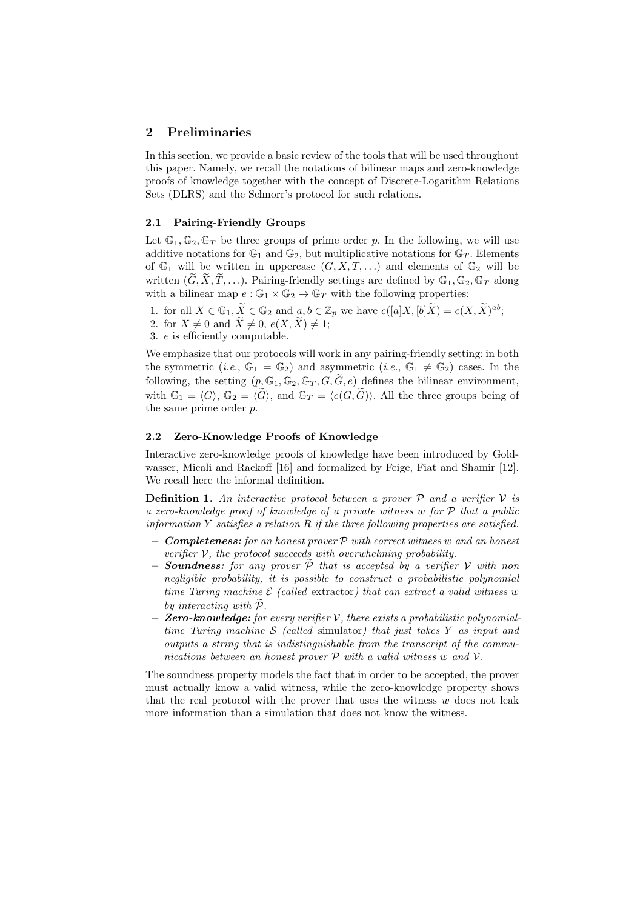## 2 Preliminaries

In this section, we provide a basic review of the tools that will be used throughout this paper. Namely, we recall the notations of bilinear maps and zero-knowledge proofs of knowledge together with the concept of Discrete-Logarithm Relations Sets (DLRS) and the Schnorr's protocol for such relations.

### 2.1 Pairing-Friendly Groups

Let $\mathbb{G}_1, \mathbb{G}_2, \mathbb{G}_T$ be three groups of prime order $p$. In the following, we will use additive notations for $\mathbb{G}_1$ and $\mathbb{G}_2$, but multiplicative notations for $\mathbb{G}_T$. Elements of $\mathbb{G}_1$ will be written in uppercase $(G, X, T, \ldots)$ and elements of $\mathbb{G}_2$ will be written $(\widetilde{G}, \widetilde{X}, \widetilde{T}, \ldots)$. Pairing-friendly settings are defined by $\mathbb{G}_1, \mathbb{G}_2, \mathbb{G}_T$ along with a bilinear map $e : \mathbb{G}_1 \times \mathbb{G}_2 \to \mathbb{G}_T$ with the following properties:

1. for all $X \in \mathbb{G}_1, \widetilde{X} \in \mathbb{G}_2$ and $a, b \in \mathbb{Z}_p$ we have $e([a]X, [b]\widetilde{X}) = e(X, \widetilde{X})^{ab}$;
2. for $X \neq 0$ and $\widetilde{X} \neq 0$, $e(X, \widetilde{X}) \neq 1$;
3. $e$ is efficiently computable.

We emphasize that our protocols will work in any pairing-friendly setting: in both the symmetric (*i.e.*, $\mathbb{G}_1 = \mathbb{G}_2$) and asymmetric (*i.e.*, $\mathbb{G}_1 \neq \mathbb{G}_2$) cases. In the following, the setting $(p, \mathbb{G}_1, \mathbb{G}_2, \mathbb{G}_T, G, \widetilde{G}, e)$ defines the bilinear environment, with $\mathbb{G}_1 = \langle G \rangle$, $\mathbb{G}_2 = \langle \widetilde{G} \rangle$, and $\mathbb{G}_T = \langle e(G, \widetilde{G}) \rangle$. All the three groups being of the same prime order $p$.

### 2.2 Zero-Knowledge Proofs of Knowledge

Interactive zero-knowledge proofs of knowledge have been introduced by Goldwasser, Micali and Rackoff [16] and formalized by Feige, Fiat and Shamir [12]. We recall here the informal definition.

**Definition 1.** *An interactive protocol between a prover $\mathcal{P}$ and a verifier $\mathcal{V}$ is a zero-knowledge proof of knowledge of a private witness $w$ for $\mathcal{P}$ that a public information $Y$ satisfies a relation $R$ if the three following properties are satisfied.*

- ***Completeness:*** *for an honest prover $\mathcal{P}$ with correct witness $w$ and an honest verifier $\mathcal{V}$, the protocol succeeds with overwhelming probability.*
- ***Soundness:*** *for any prover $\widetilde{\mathcal{P}}$ that is accepted by a verifier $\mathcal{V}$ with non negligible probability, it is possible to construct a probabilistic polynomial time Turing machine $\mathcal{E}$ (called* extractor*) that can extract a valid witness $w$ by interacting with $\widetilde{\mathcal{P}}$.*
- ***Zero-knowledge:*** *for every verifier $\mathcal{V}$, there exists a probabilistic polynomial-time Turing machine $\mathcal{S}$ (called* simulator*) that just takes $Y$ as input and outputs a string that is indistinguishable from the transcript of the communications between an honest prover $\mathcal{P}$ with a valid witness $w$ and $\mathcal{V}$.*

The soundness property models the fact that in order to be accepted, the prover must actually know a valid witness, while the zero-knowledge property shows that the real protocol with the prover that uses the witness $w$ does not leak more information than a simulation that does not know the witness.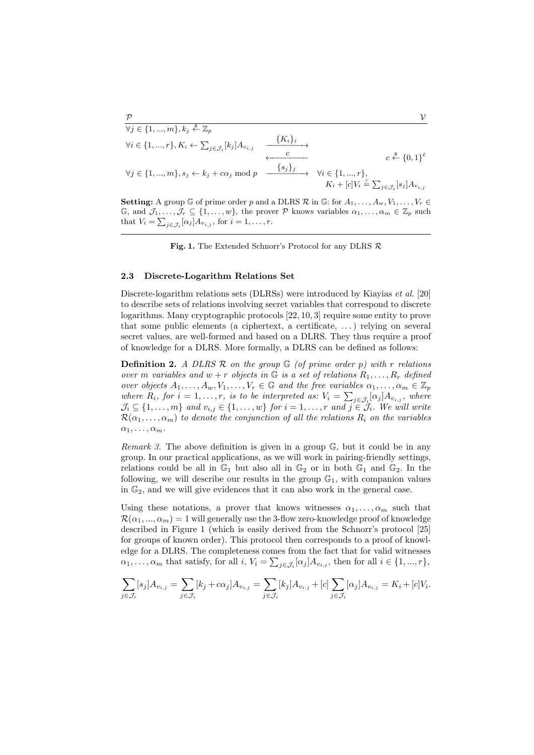| $\mathcal{P}$ | | $\mathcal{V}$ |
|---|---|---|
| $\forall j \in \{1,...,m\}, k_j \xleftarrow{\$} \mathbb{Z}_p$ | | |
| $\forall i \in \{1,...,r\}, K_i \leftarrow \sum_{j \in \mathcal{J}_i} [k_j] A_{v_{i,j}}$ | $\xrightarrow{\{K_i\}_i}$ | |
| | $\xleftarrow{c}$ | $c \xleftarrow{\$} \{0,1\}^\ell$ |
| $\forall j \in \{1,...,m\}, s_j \leftarrow k_j + c\alpha_j \bmod p$ | $\xrightarrow{\{s_j\}_j}$ | $\forall i \in \{1,...,r\}$, $K_i + [c]V_i \stackrel{?}{=} \sum_{j \in \mathcal{J}_i} [s_j] A_{v_{i,j}}$ |

**Setting:** A group $\mathbb{G}$ of prime order $p$ and a DLRS $\mathcal{R}$ in $\mathbb{G}$: for $A_1, \ldots, A_w, V_1, \ldots, V_r \in \mathbb{G}$, and $\mathcal{J}_1, \ldots, \mathcal{J}_r \subseteq \{1, \ldots, w\}$, the prover $\mathcal{P}$ knows variables $\alpha_1, \ldots, \alpha_m \in \mathbb{Z}_p$ such that $V_i = \sum_{j \in \mathcal{J}_i} [\alpha_j] A_{v_{i,j}}$, for $i = 1, \ldots, r$.

**Fig. 1.** The Extended Schnorr's Protocol for any DLRS $\mathcal{R}$

### 2.3 Discrete-Logarithm Relations Set

Discrete-logarithm relations sets (DLRSs) were introduced by Kiayias *et al.* [20] to describe sets of relations involving secret variables that correspond to discrete logarithms. Many cryptographic protocols [22, 10, 3] require some entity to prove that some public elements (a ciphertext, a certificate, ...) relying on several secret values, are well-formed and based on a DLRS. They thus require a proof of knowledge for a DLRS. More formally, a DLRS can be defined as follows:

**Definition 2.** *A DLRS $\mathcal{R}$ on the group $\mathbb{G}$ (of prime order $p$) with $r$ relations over $m$ variables and $w + r$ objects in $\mathbb{G}$ is a set of relations $R_1, \ldots, R_r$ defined over objects $A_1, \ldots, A_w, V_1, \ldots, V_r \in \mathbb{G}$ and the free variables $\alpha_1, \ldots, \alpha_m \in \mathbb{Z}_p$ where $R_i$, for $i = 1, \ldots, r$, is to be interpreted as: $V_i = \sum_{j \in \mathcal{J}_i} [\alpha_j] A_{v_{i,j}}$, where $\mathcal{J}_i \subseteq \{1, \ldots, m\}$ and $v_{i,j} \in \{1, \ldots, w\}$ for $i = 1, \ldots, r$ and $j \in \mathcal{J}_i$. We will write $\mathcal{R}(\alpha_1, \ldots, \alpha_m)$ to denote the conjunction of all the relations $R_i$ on the variables $\alpha_1, \ldots, \alpha_m$.*

*Remark 3.* The above definition is given in a group $\mathbb{G}$, but it could be in any group. In our practical applications, as we will work in pairing-friendly settings, relations could be all in $\mathbb{G}_1$ but also all in $\mathbb{G}_2$ or in both $\mathbb{G}_1$ and $\mathbb{G}_2$. In the following, we will describe our results in the group $\mathbb{G}_1$, with companion values in $\mathbb{G}_2$, and we will give evidences that it can also work in the general case.

Using these notations, a prover that knows witnesses $\alpha_1, \ldots, \alpha_m$ such that $\mathcal{R}(\alpha_1, ..., \alpha_m) = 1$ will generally use the 3-flow zero-knowledge proof of knowledge described in Figure 1 (which is easily derived from the Schnorr's protocol [25] for groups of known order). This protocol then corresponds to a proof of knowledge for a DLRS. The completeness comes from the fact that for valid witnesses $\alpha_1, \ldots, \alpha_m$ that satisfy, for all $i$, $V_i = \sum_{j \in \mathcal{J}_i} [\alpha_j] A_{v_{i,j}}$, then for all $i \in \{1, ..., r\}$,

$$\sum_{j \in \mathcal{J}_i} [s_j] A_{v_{i,j}} = \sum_{j \in \mathcal{J}_i} [k_j + c\alpha_j] A_{v_{i,j}} = \sum_{j \in \mathcal{J}_i} [k_j] A_{v_{i,j}} + [c] \sum_{j \in \mathcal{J}_i} [\alpha_j] A_{v_{i,j}} = K_i + [c] V_i.$$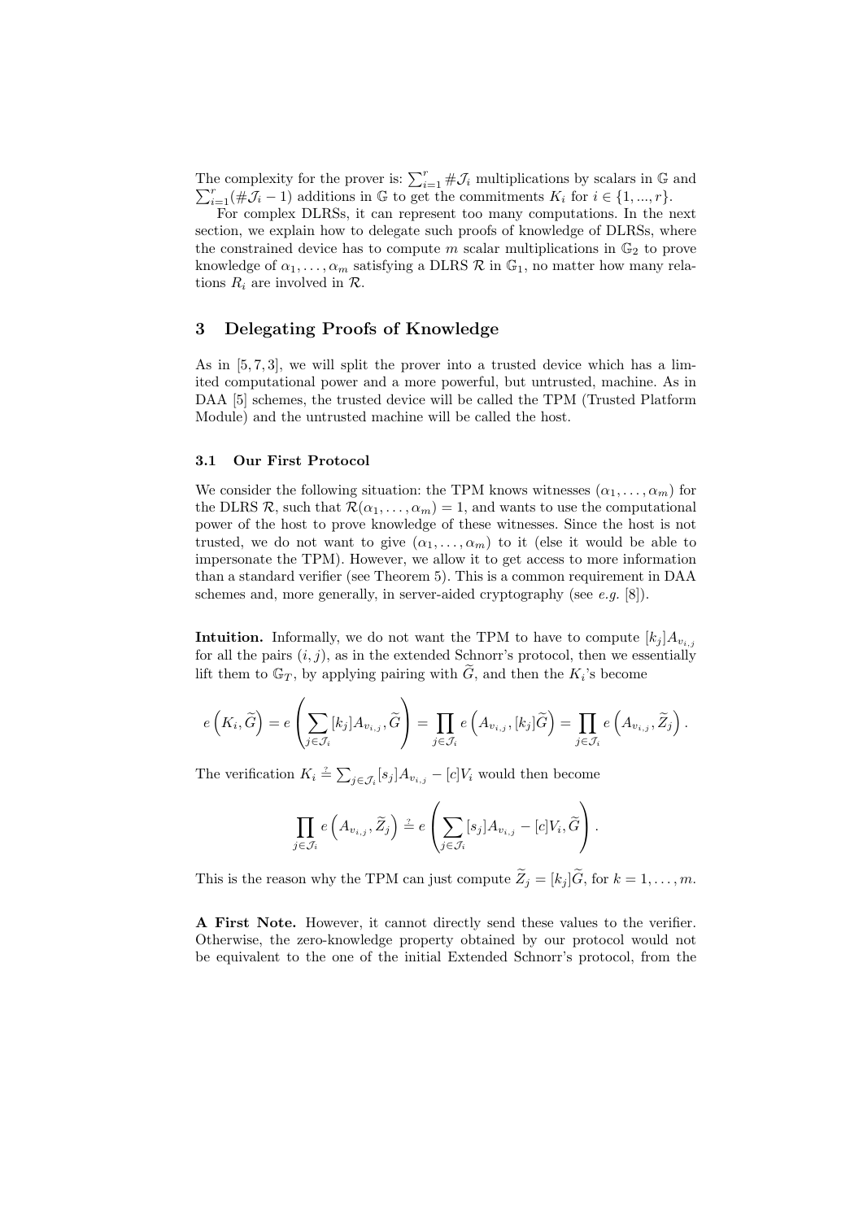The complexity for the prover is: $\sum_{i=1}^{r} \#\mathcal{J}_i$ multiplications by scalars in $\mathbb{G}$ and $\sum_{i=1}^{r}(\#\mathcal{J}_i - 1)$ additions in $\mathbb{G}$ to get the commitments $K_i$ for $i \in \{1, ..., r\}$.

For complex DLRSs, it can represent too many computations. In the next section, we explain how to delegate such proofs of knowledge of DLRSs, where the constrained device has to compute $m$ scalar multiplications in $\mathbb{G}_2$ to prove knowledge of $\alpha_1, \ldots, \alpha_m$ satisfying a DLRS $\mathcal{R}$ in $\mathbb{G}_1$, no matter how many relations $R_i$ are involved in $\mathcal{R}$.

## 3 Delegating Proofs of Knowledge

As in [5, 7, 3], we will split the prover into a trusted device which has a limited computational power and a more powerful, but untrusted, machine. As in DAA [5] schemes, the trusted device will be called the TPM (Trusted Platform Module) and the untrusted machine will be called the host.

### 3.1 Our First Protocol

We consider the following situation: the TPM knows witnesses $(\alpha_1, \ldots, \alpha_m)$ for the DLRS $\mathcal{R}$, such that $\mathcal{R}(\alpha_1, \ldots, \alpha_m) = 1$, and wants to use the computational power of the host to prove knowledge of these witnesses. Since the host is not trusted, we do not want to give $(\alpha_1, \ldots, \alpha_m)$ to it (else it would be able to impersonate the TPM). However, we allow it to get access to more information than a standard verifier (see Theorem 5). This is a common requirement in DAA schemes and, more generally, in server-aided cryptography (see *e.g.* [8]).

**Intuition.** Informally, we do not want the TPM to have to compute $[k_j]A_{v_{i,j}}$ for all the pairs $(i, j)$, as in the extended Schnorr's protocol, then we essentially lift them to $\mathbb{G}_T$, by applying pairing with $\widetilde{G}$, and then the $K_i$'s become

$$e\left(K_i, \widetilde{G}\right) = e\left(\sum_{j \in \mathcal{J}_i} [k_j]A_{v_{i,j}}, \widetilde{G}\right) = \prod_{j \in \mathcal{J}_i} e\left(A_{v_{i,j}}, [k_j]\widetilde{G}\right) = \prod_{j \in \mathcal{J}_i} e\left(A_{v_{i,j}}, \widetilde{Z}_j\right).$$

The verification $K_i \stackrel{?}{=} \sum_{j \in \mathcal{J}_i} [s_j]A_{v_{i,j}} - [c]V_i$ would then become

$$\prod_{j \in \mathcal{J}_i} e\left(A_{v_{i,j}}, \widetilde{Z}_j\right) \stackrel{?}{=} e\left(\sum_{j \in \mathcal{J}_i} [s_j]A_{v_{i,j}} - [c]V_i, \widetilde{G}\right).$$

This is the reason why the TPM can just compute $\widetilde{Z}_j = [k_j]\widetilde{G}$, for $k = 1, \ldots, m$.

**A First Note.** However, it cannot directly send these values to the verifier. Otherwise, the zero-knowledge property obtained by our protocol would not be equivalent to the one of the initial Extended Schnorr's protocol, from the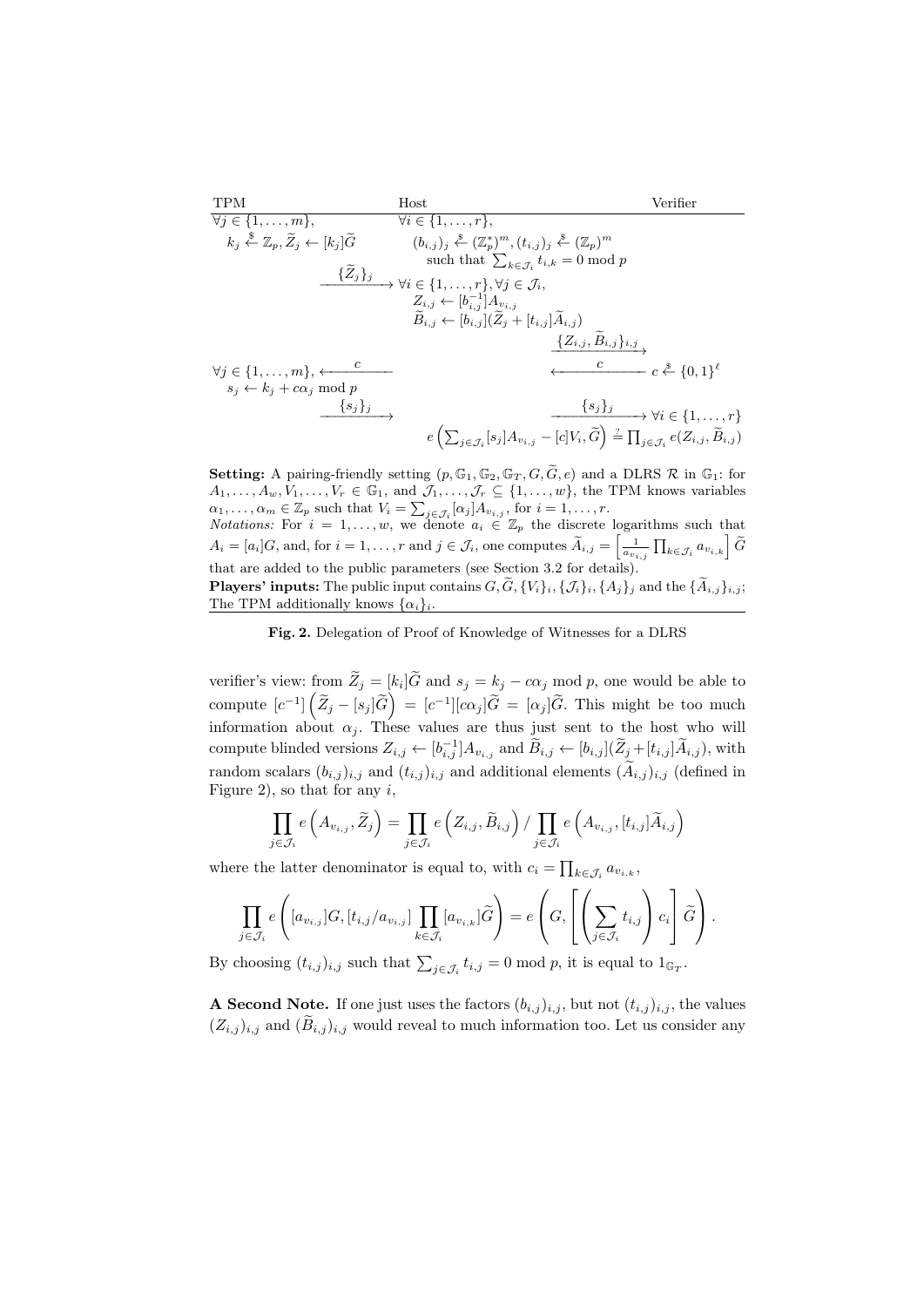| TPM | Host | Verifier |
|---|---|---|
| $\forall j \in \{1,\ldots,m\}$, | $\forall i \in \{1,\ldots,r\}$, | |
| $k_j \xleftarrow{\$} \mathbb{Z}_p, \widetilde{Z}_j \leftarrow [k_j]\widetilde{G}$ | $(b_{i,j})_j \xleftarrow{\$} (\mathbb{Z}_p^*)^m, (t_{i,j})_j \xleftarrow{\$} (\mathbb{Z}_p)^m$ such that $\sum_{k \in \mathcal{J}_i} t_{i,k} = 0 \bmod p$ | |
| $\xrightarrow{\{\widetilde{Z}_j\}_j}$ | $\forall i \in \{1,\ldots,r\}, \forall j \in \mathcal{J}_i$, $Z_{i,j} \leftarrow [b_{i,j}^{-1}]A_{v_{i,j}}$, $\widetilde{B}_{i,j} \leftarrow [b_{i,j}](\widetilde{Z}_j + [t_{i,j}]\widetilde{A}_{i,j})$ | |
| | $\xrightarrow{\{Z_{i,j}, \widetilde{B}_{i,j}\}_{i,j}}$ | |
| $\forall j \in \{1,\ldots,m\}, \xleftarrow{c}$ | $\xleftarrow{c}$ | $c \xleftarrow{\$} \{0,1\}^\ell$ |
| $s_j \leftarrow k_j + c\alpha_j \bmod p$ | | |
| $\xrightarrow{\{s_j\}_j}$ | $\xrightarrow{\{s_j\}_j}$ | $\forall i \in \{1,\ldots,r\}$ |
| | $e\left(\sum_{j\in\mathcal{J}_i}[s_j]A_{v_{i,j}} - [c]V_i, \widetilde{G}\right) \stackrel{?}{=} \prod_{j\in\mathcal{J}_i} e(Z_{i,j}, \widetilde{B}_{i,j})$ | |

**Setting:** A pairing-friendly setting $(p, \mathbb{G}_1, \mathbb{G}_2, \mathbb{G}_T, G, \widetilde{G}, e)$ and a DLRS $\mathcal{R}$ in $\mathbb{G}_1$: for $A_1, \ldots, A_w, V_1, \ldots, V_r \in \mathbb{G}_1$, and $\mathcal{J}_1, \ldots, \mathcal{J}_r \subseteq \{1, \ldots, w\}$, the TPM knows variables $\alpha_1, \ldots, \alpha_m \in \mathbb{Z}_p$ such that $V_i = \sum_{j\in\mathcal{J}_i}[\alpha_j]A_{v_{i,j}}$, for $i = 1, \ldots, r$.
*Notations:* For $i = 1, \ldots, w$, we denote $a_i \in \mathbb{Z}_p$ the discrete logarithms such that $A_i = [a_i]G$, and, for $i = 1, \ldots, r$ and $j \in \mathcal{J}_i$, one computes $\widetilde{A}_{i,j} = \left[\frac{1}{a_{v_{i,j}}}\prod_{k\in\mathcal{J}_i} a_{v_{i,k}}\right]\widetilde{G}$ that are added to the public parameters (see Section 3.2 for details).
**Players' inputs:** The public input contains $G, \widetilde{G}, \{V_i\}_i, \{\mathcal{J}_i\}_i, \{A_j\}_j$ and the $\{\widetilde{A}_{i,j}\}_{i,j}$; The TPM additionally knows $\{\alpha_i\}_i$.

**Fig. 2.** Delegation of Proof of Knowledge of Witnesses for a DLRS

verifier's view: from $\widetilde{Z}_j = [k_i]\widetilde{G}$ and $s_j = k_j - c\alpha_j \bmod p$, one would be able to compute $[c^{-1}]\left(\widetilde{Z}_j - [s_j]\widetilde{G}\right) = [c^{-1}][c\alpha_j]\widetilde{G} = [\alpha_j]\widetilde{G}$. This might be too much information about $\alpha_j$. These values are thus just sent to the host who will compute blinded versions $Z_{i,j} \leftarrow [b_{i,j}^{-1}]A_{v_{i,j}}$ and $\widetilde{B}_{i,j} \leftarrow [b_{i,j}](\widetilde{Z}_j + [t_{i,j}]\widetilde{A}_{i,j})$, with random scalars $(b_{i,j})_{i,j}$ and $(t_{i,j})_{i,j}$ and additional elements $(\widetilde{A}_{i,j})_{i,j}$ (defined in Figure 2), so that for any $i$,

$$\prod_{j\in\mathcal{J}_i} e\left(A_{v_{i,j}}, \widetilde{Z}_j\right) = \prod_{j\in\mathcal{J}_i} e\left(Z_{i,j}, \widetilde{B}_{i,j}\right) / \prod_{j\in\mathcal{J}_i} e\left(A_{v_{i,j}}, [t_{i,j}]\widetilde{A}_{i,j}\right)$$

where the latter denominator is equal to, with $c_i = \prod_{k\in\mathcal{J}_i} a_{v_{i,k}}$,

$$\prod_{j\in\mathcal{J}_i} e\left([a_{v_{i,j}}]G, [t_{i,j}/a_{v_{i,j}}]\prod_{k\in\mathcal{J}_i}[a_{v_{i,k}}]\widetilde{G}\right) = e\left(G, \left[\left(\sum_{j\in\mathcal{J}_i} t_{i,j}\right) c_i\right]\widetilde{G}\right).$$

By choosing $(t_{i,j})_{i,j}$ such that $\sum_{j\in\mathcal{J}_i} t_{i,j} = 0 \bmod p$, it is equal to $1_{\mathbb{G}_T}$.

**A Second Note.** If one just uses the factors $(b_{i,j})_{i,j}$, but not $(t_{i,j})_{i,j}$, the values $(Z_{i,j})_{i,j}$ and $(\widetilde{B}_{i,j})_{i,j}$ would reveal to much information too. Let us consider any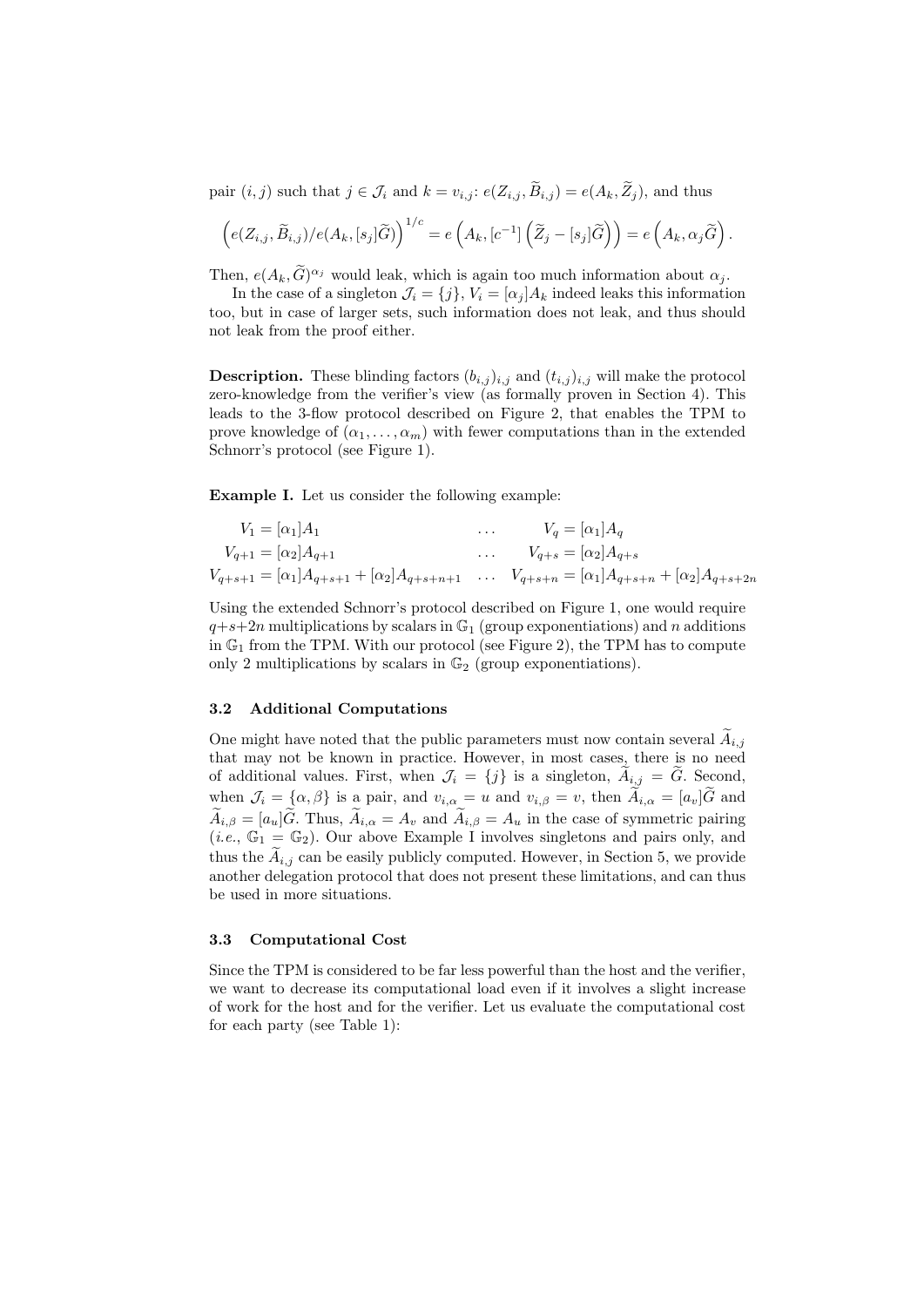pair $(i,j)$ such that $j \in \mathcal{J}_i$ and $k = v_{i,j}$: $e(Z_{i,j}, \widetilde{B}_{i,j}) = e(A_k, \widetilde{Z}_j)$, and thus

$$\left(e(Z_{i,j}, \widetilde{B}_{i,j})/e(A_k, [s_j]\widetilde{G})\right)^{1/c} = e\left(A_k, [c^{-1}]\left(\widetilde{Z}_j - [s_j]\widetilde{G}\right)\right) = e\left(A_k, \alpha_j \widetilde{G}\right).$$

Then, $e(A_k, \widetilde{G})^{\alpha_j}$ would leak, which is again too much information about $\alpha_j$.

In the case of a singleton $\mathcal{J}_i = \{j\}$, $V_i = [\alpha_j]A_k$ indeed leaks this information too, but in case of larger sets, such information does not leak, and thus should not leak from the proof either.

**Description.** These blinding factors $(b_{i,j})_{i,j}$ and $(t_{i,j})_{i,j}$ will make the protocol zero-knowledge from the verifier's view (as formally proven in Section 4). This leads to the 3-flow protocol described on Figure 2, that enables the TPM to prove knowledge of $(\alpha_1, \ldots, \alpha_m)$ with fewer computations than in the extended Schnorr's protocol (see Figure 1).

**Example I.** Let us consider the following example:

$$\begin{array}{lll}
V_1 = [\alpha_1]A_1 & \ldots & V_q = [\alpha_1]A_q \\
V_{q+1} = [\alpha_2]A_{q+1} & \ldots & V_{q+s} = [\alpha_2]A_{q+s} \\
V_{q+s+1} = [\alpha_1]A_{q+s+1} + [\alpha_2]A_{q+s+n+1} & \ldots & V_{q+s+n} = [\alpha_1]A_{q+s+n} + [\alpha_2]A_{q+s+2n}
\end{array}$$

Using the extended Schnorr's protocol described on Figure 1, one would require $q+s+2n$ multiplications by scalars in $\mathbb{G}_1$ (group exponentiations) and $n$ additions in $\mathbb{G}_1$ from the TPM. With our protocol (see Figure 2), the TPM has to compute only 2 multiplications by scalars in $\mathbb{G}_2$ (group exponentiations).

### 3.2 Additional Computations

One might have noted that the public parameters must now contain several $\widetilde{A}_{i,j}$ that may not be known in practice. However, in most cases, there is no need of additional values. First, when $\mathcal{J}_i = \{j\}$ is a singleton, $\widetilde{A}_{i,j} = \widetilde{G}$. Second, when $\mathcal{J}_i = \{\alpha, \beta\}$ is a pair, and $v_{i,\alpha} = u$ and $v_{i,\beta} = v$, then $\widetilde{A}_{i,\alpha} = [a_v]\widetilde{G}$ and $\widetilde{A}_{i,\beta} = [a_u]\widetilde{G}$. Thus, $\widetilde{A}_{i,\alpha} = A_v$ and $\widetilde{A}_{i,\beta} = A_u$ in the case of symmetric pairing (*i.e.*, $\mathbb{G}_1 = \mathbb{G}_2$). Our above Example I involves singletons and pairs only, and thus the $\widetilde{A}_{i,j}$ can be easily publicly computed. However, in Section 5, we provide another delegation protocol that does not present these limitations, and can thus be used in more situations.

### 3.3 Computational Cost

Since the TPM is considered to be far less powerful than the host and the verifier, we want to decrease its computational load even if it involves a slight increase of work for the host and for the verifier. Let us evaluate the computational cost for each party (see Table 1):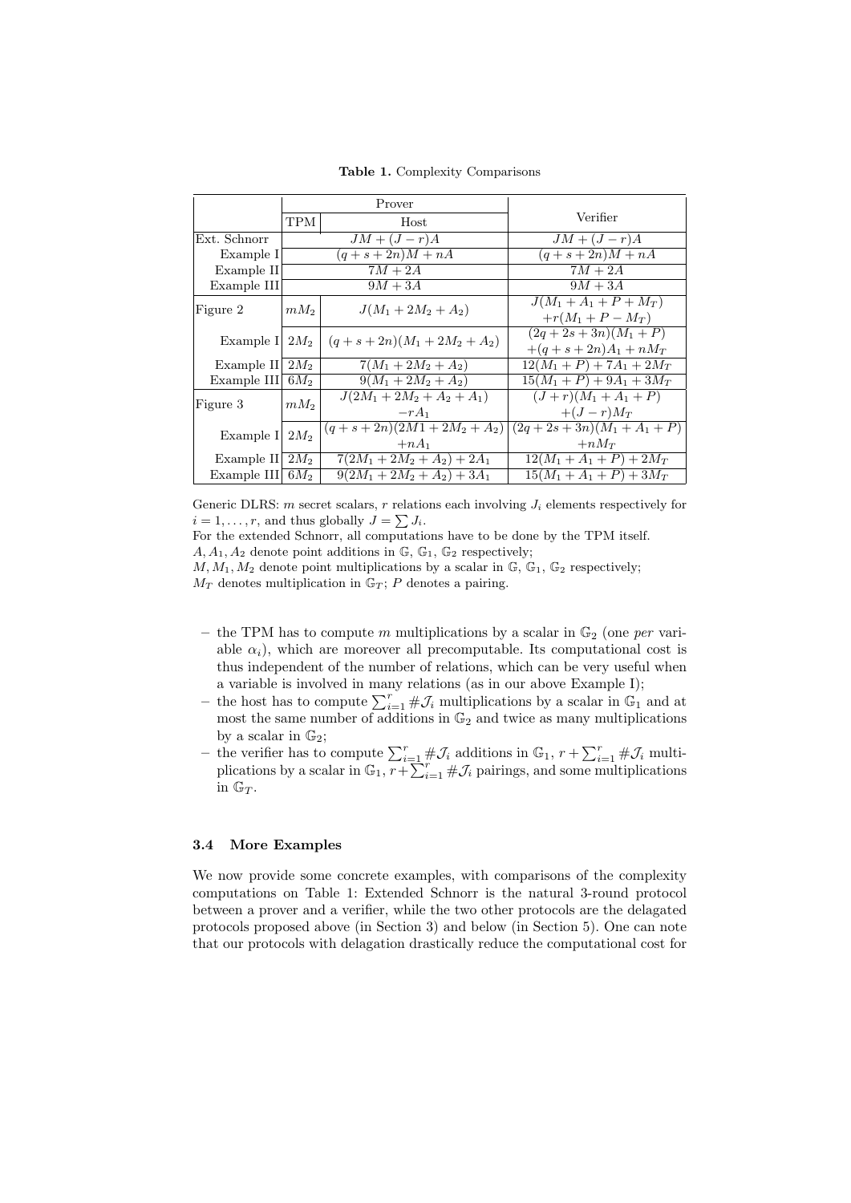**Table 1.** Complexity Comparisons

| | Prover | | Verifier |
|---|---|---|---|
| | TPM | Host | |
| Ext. Schnorr | $JM + (J-r)A$ | | $JM + (J-r)A$ |
| Example I | $(q+s+2n)M + nA$ | | $(q+s+2n)M + nA$ |
| Example II | $7M + 2A$ | | $7M + 2A$ |
| Example III | $9M + 3A$ | | $9M + 3A$ |
| Figure 2 | $mM_2$ | $J(M_1 + 2M_2 + A_2)$ | $J(M_1 + A_1 + P + M_T)$ $+r(M_1 + P - M_T)$ |
| Example I | $2M_2$ | $(q+s+2n)(M_1 + 2M_2 + A_2)$ | $(2q+2s+3n)(M_1+P)$ $+(q+s+2n)A_1 + nM_T$ |
| Example II | $2M_2$ | $7(M_1 + 2M_2 + A_2)$ | $12(M_1+P) + 7A_1 + 2M_T$ |
| Example III | $6M_2$ | $9(M_1 + 2M_2 + A_2)$ | $15(M_1+P) + 9A_1 + 3M_T$ |
| Figure 3 | $mM_2$ | $J(2M_1 + 2M_2 + A_2 + A_1)$ $-rA_1$ | $(J+r)(M_1 + A_1 + P)$ $+(J-r)M_T$ |
| Example I | $2M_2$ | $(q+s+2n)(2M1 + 2M_2 + A_2)$ $+nA_1$ | $(2q+2s+3n)(M_1 + A_1 + P)$ $+nM_T$ |
| Example II | $2M_2$ | $7(2M_1 + 2M_2 + A_2) + 2A_1$ | $12(M_1 + A_1 + P) + 2M_T$ |
| Example III | $6M_2$ | $9(2M_1 + 2M_2 + A_2) + 3A_1$ | $15(M_1 + A_1 + P) + 3M_T$ |

Generic DLRS: $m$ secret scalars, $r$ relations each involving $J_i$ elements respectively for $i = 1, \ldots, r$, and thus globally $J = \sum J_i$.
For the extended Schnorr, all computations have to be done by the TPM itself.
$A, A_1, A_2$ denote point additions in $\mathbb{G}$, $\mathbb{G}_1$, $\mathbb{G}_2$ respectively;
$M, M_1, M_2$ denote point multiplications by a scalar in $\mathbb{G}$, $\mathbb{G}_1$, $\mathbb{G}_2$ respectively;
$M_T$ denotes multiplication in $\mathbb{G}_T$; $P$ denotes a pairing.

- the TPM has to compute $m$ multiplications by a scalar in $\mathbb{G}_2$ (one *per* variable $\alpha_i$), which are moreover all precomputable. Its computational cost is thus independent of the number of relations, which can be very useful when a variable is involved in many relations (as in our above Example I);
- the host has to compute $\sum_{i=1}^{r} \#\mathcal{J}_i$ multiplications by a scalar in $\mathbb{G}_1$ and at most the same number of additions in $\mathbb{G}_2$ and twice as many multiplications by a scalar in $\mathbb{G}_2$;
- the verifier has to compute $\sum_{i=1}^{r} \#\mathcal{J}_i$ additions in $\mathbb{G}_1$, $r + \sum_{i=1}^{r} \#\mathcal{J}_i$ multiplications by a scalar in $\mathbb{G}_1$, $r + \sum_{i=1}^{r} \#\mathcal{J}_i$ pairings, and some multiplications in $\mathbb{G}_T$.

### 3.4 More Examples

We now provide some concrete examples, with comparisons of the complexity computations on Table 1: Extended Schnorr is the natural 3-round protocol between a prover and a verifier, while the two other protocols are the delagated protocols proposed above (in Section 3) and below (in Section 5). One can note that our protocols with delagation drastically reduce the computational cost for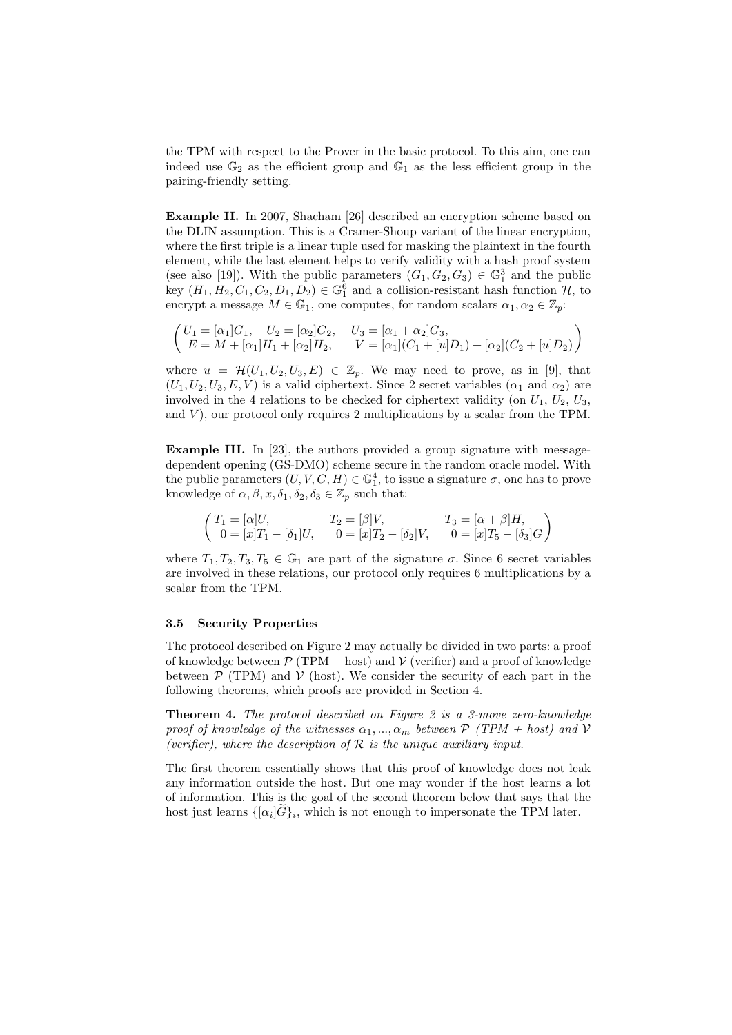the TPM with respect to the Prover in the basic protocol. To this aim, one can indeed use $\mathbb{G}_2$ as the efficient group and $\mathbb{G}_1$ as the less efficient group in the pairing-friendly setting.

**Example II.** In 2007, Shacham [26] described an encryption scheme based on the DLIN assumption. This is a Cramer-Shoup variant of the linear encryption, where the first triple is a linear tuple used for masking the plaintext in the fourth element, while the last element helps to verify validity with a hash proof system (see also [19]). With the public parameters $(G_1, G_2, G_3) \in \mathbb{G}_1^3$ and the public key $(H_1, H_2, C_1, C_2, D_1, D_2) \in \mathbb{G}_1^6$ and a collision-resistant hash function $\mathcal{H}$, to encrypt a message $M \in \mathbb{G}_1$, one computes, for random scalars $\alpha_1, \alpha_2 \in \mathbb{Z}_p$:

$$\begin{pmatrix} U_1 = [\alpha_1]G_1, \quad U_2 = [\alpha_2]G_2, \quad U_3 = [\alpha_1 + \alpha_2]G_3, \\ E = M + [\alpha_1]H_1 + [\alpha_2]H_2, \qquad V = [\alpha_1](C_1 + [u]D_1) + [\alpha_2](C_2 + [u]D_2) \end{pmatrix}$$

where $u = \mathcal{H}(U_1, U_2, U_3, E) \in \mathbb{Z}_p$. We may need to prove, as in [9], that $(U_1, U_2, U_3, E, V)$ is a valid ciphertext. Since 2 secret variables ($\alpha_1$ and $\alpha_2$) are involved in the 4 relations to be checked for ciphertext validity (on $U_1$, $U_2$, $U_3$, and $V$), our protocol only requires 2 multiplications by a scalar from the TPM.

**Example III.** In [23], the authors provided a group signature with message-dependent opening (GS-DMO) scheme secure in the random oracle model. With the public parameters $(U, V, G, H) \in \mathbb{G}_1^4$, to issue a signature $\sigma$, one has to prove knowledge of $\alpha, \beta, x, \delta_1, \delta_2, \delta_3 \in \mathbb{Z}_p$ such that:

$$\begin{pmatrix} T_1 = [\alpha]U, & T_2 = [\beta]V, & T_3 = [\alpha + \beta]H, \\ 0 = [x]T_1 - [\delta_1]U, & 0 = [x]T_2 - [\delta_2]V, & 0 = [x]T_5 - [\delta_3]G \end{pmatrix}$$

where $T_1, T_2, T_3, T_5 \in \mathbb{G}_1$ are part of the signature $\sigma$. Since 6 secret variables are involved in these relations, our protocol only requires 6 multiplications by a scalar from the TPM.

### 3.5 Security Properties

The protocol described on Figure 2 may actually be divided in two parts: a proof of knowledge between $\mathcal{P}$ (TPM + host) and $\mathcal{V}$ (verifier) and a proof of knowledge between $\mathcal{P}$ (TPM) and $\mathcal{V}$ (host). We consider the security of each part in the following theorems, which proofs are provided in Section 4.

**Theorem 4.** *The protocol described on Figure 2 is a 3-move zero-knowledge proof of knowledge of the witnesses $\alpha_1, ..., \alpha_m$ between $\mathcal{P}$ (TPM + host) and $\mathcal{V}$ (verifier), where the description of $\mathcal{R}$ is the unique auxiliary input.*

The first theorem essentially shows that this proof of knowledge does not leak any information outside the host. But one may wonder if the host learns a lot of information. This is the goal of the second theorem below that says that the host just learns $\{[\alpha_i]\widetilde{G}\}_i$, which is not enough to impersonate the TPM later.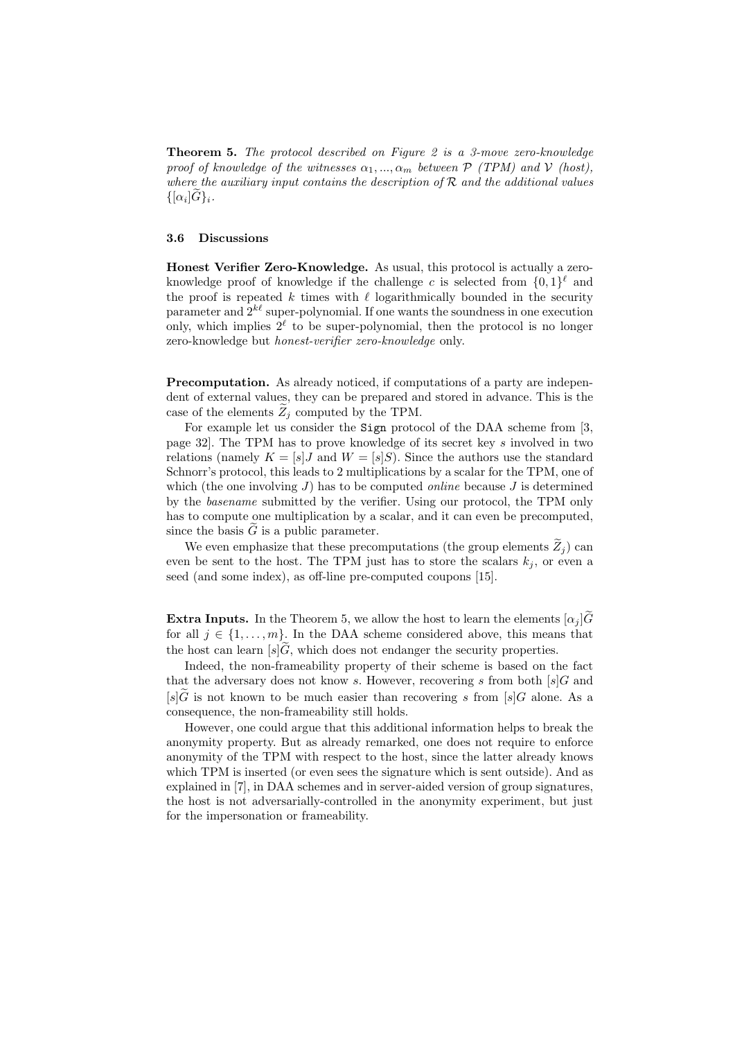**Theorem 5.** *The protocol described on Figure 2 is a 3-move zero-knowledge proof of knowledge of the witnesses $\alpha_1, ..., \alpha_m$ between $\mathcal{P}$ (TPM) and $\mathcal{V}$ (host), where the auxiliary input contains the description of $\mathcal{R}$ and the additional values $\{[\alpha_i]\widetilde{G}\}_i$.*

### 3.6 Discussions

**Honest Verifier Zero-Knowledge.** As usual, this protocol is actually a zero-knowledge proof of knowledge if the challenge $c$ is selected from $\{0,1\}^\ell$ and the proof is repeated $k$ times with $\ell$ logarithmically bounded in the security parameter and $2^{k\ell}$ super-polynomial. If one wants the soundness in one execution only, which implies $2^\ell$ to be super-polynomial, then the protocol is no longer zero-knowledge but *honest-verifier zero-knowledge* only.

**Precomputation.** As already noticed, if computations of a party are independent of external values, they can be prepared and stored in advance. This is the case of the elements $\widetilde{Z}_j$ computed by the TPM.

For example let us consider the `Sign` protocol of the DAA scheme from [3, page 32]. The TPM has to prove knowledge of its secret key $s$ involved in two relations (namely $K = [s]J$ and $W = [s]S$). Since the authors use the standard Schnorr's protocol, this leads to 2 multiplications by a scalar for the TPM, one of which (the one involving $J$) has to be computed *online* because $J$ is determined by the *basename* submitted by the verifier. Using our protocol, the TPM only has to compute one multiplication by a scalar, and it can even be precomputed, since the basis $\widetilde{G}$ is a public parameter.

We even emphasize that these precomputations (the group elements $\widetilde{Z}_j$) can even be sent to the host. The TPM just has to store the scalars $k_j$, or even a seed (and some index), as off-line pre-computed coupons [15].

**Extra Inputs.** In the Theorem 5, we allow the host to learn the elements $[\alpha_j]\widetilde{G}$ for all $j \in \{1, \ldots, m\}$. In the DAA scheme considered above, this means that the host can learn $[s]\widetilde{G}$, which does not endanger the security properties.

Indeed, the non-frameability property of their scheme is based on the fact that the adversary does not know $s$. However, recovering $s$ from both $[s]G$ and $[s]\widetilde{G}$ is not known to be much easier than recovering $s$ from $[s]G$ alone. As a consequence, the non-frameability still holds.

However, one could argue that this additional information helps to break the anonymity property. But as already remarked, one does not require to enforce anonymity of the TPM with respect to the host, since the latter already knows which TPM is inserted (or even sees the signature which is sent outside). And as explained in [7], in DAA schemes and in server-aided version of group signatures, the host is not adversarially-controlled in the anonymity experiment, but just for the impersonation or frameability.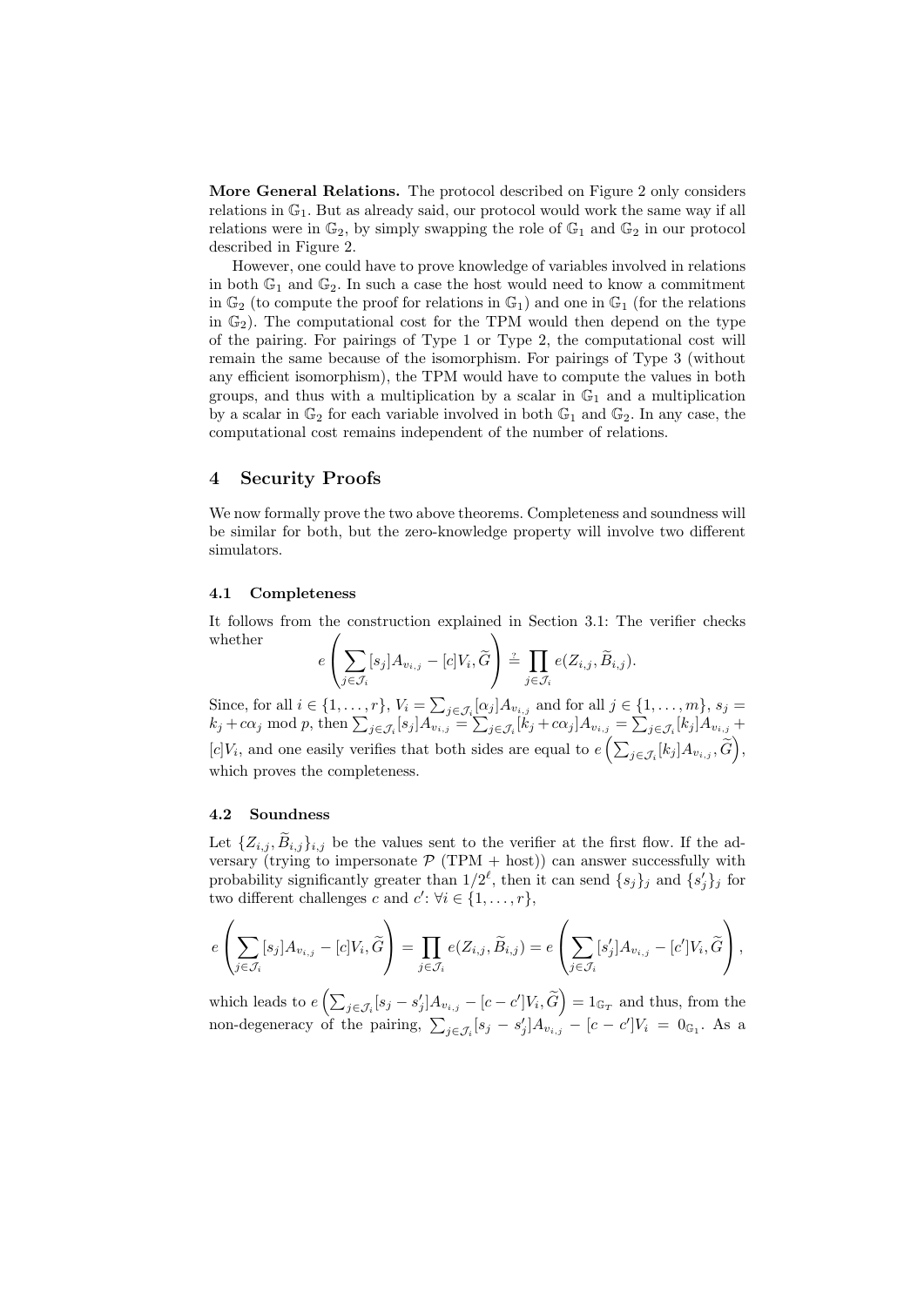**More General Relations.** The protocol described on Figure 2 only considers relations in $\mathbb{G}_1$. But as already said, our protocol would work the same way if all relations were in $\mathbb{G}_2$, by simply swapping the role of $\mathbb{G}_1$ and $\mathbb{G}_2$ in our protocol described in Figure 2.

However, one could have to prove knowledge of variables involved in relations in both $\mathbb{G}_1$ and $\mathbb{G}_2$. In such a case the host would need to know a commitment in $\mathbb{G}_2$ (to compute the proof for relations in $\mathbb{G}_1$) and one in $\mathbb{G}_1$ (for the relations in $\mathbb{G}_2$). The computational cost for the TPM would then depend on the type of the pairing. For pairings of Type 1 or Type 2, the computational cost will remain the same because of the isomorphism. For pairings of Type 3 (without any efficient isomorphism), the TPM would have to compute the values in both groups, and thus with a multiplication by a scalar in $\mathbb{G}_1$ and a multiplication by a scalar in $\mathbb{G}_2$ for each variable involved in both $\mathbb{G}_1$ and $\mathbb{G}_2$. In any case, the computational cost remains independent of the number of relations.

# 4 Security Proofs

We now formally prove the two above theorems. Completeness and soundness will be similar for both, but the zero-knowledge property will involve two different simulators.

## 4.1 Completeness

It follows from the construction explained in Section 3.1: The verifier checks whether

$$e\left(\sum_{j \in \mathcal{J}_i} [s_j] A_{v_{i,j}} - [c] V_i, \widetilde{G}\right) \stackrel{?}{=} \prod_{j \in \mathcal{J}_i} e(Z_{i,j}, \widetilde{B}_{i,j}).$$

Since, for all $i \in \{1, \ldots, r\}$, $V_i = \sum_{j \in \mathcal{J}_i} [\alpha_j] A_{v_{i,j}}$ and for all $j \in \{1, \ldots, m\}$, $s_j = k_j + c\alpha_j \bmod p$, then $\sum_{j \in \mathcal{J}_i} [s_j] A_{v_{i,j}} = \sum_{j \in \mathcal{J}_i} [k_j + c\alpha_j] A_{v_{i,j}} = \sum_{j \in \mathcal{J}_i} [k_j] A_{v_{i,j}} + [c] V_i$, and one easily verifies that both sides are equal to $e\left(\sum_{j \in \mathcal{J}_i} [k_j] A_{v_{i,j}}, \widetilde{G}\right)$, which proves the completeness.

## 4.2 Soundness

Let $\{Z_{i,j}, \widetilde{B}_{i,j}\}_{i,j}$ be the values sent to the verifier at the first flow. If the adversary (trying to impersonate $\mathcal{P}$ (TPM + host)) can answer successfully with probability significantly greater than $1/2^\ell$, then it can send $\{s_j\}_j$ and $\{s'_j\}_j$ for two different challenges $c$ and $c'$: $\forall i \in \{1, \ldots, r\}$,

$$e\left(\sum_{j \in \mathcal{J}_i} [s_j] A_{v_{i,j}} - [c] V_i, \widetilde{G}\right) = \prod_{j \in \mathcal{J}_i} e(Z_{i,j}, \widetilde{B}_{i,j}) = e\left(\sum_{j \in \mathcal{J}_i} [s'_j] A_{v_{i,j}} - [c'] V_i, \widetilde{G}\right),$$

which leads to $e\left(\sum_{j \in \mathcal{J}_i} [s_j - s'_j] A_{v_{i,j}} - [c - c'] V_i, \widetilde{G}\right) = 1_{\mathbb{G}_T}$ and thus, from the non-degeneracy of the pairing, $\sum_{j \in \mathcal{J}_i} [s_j - s'_j] A_{v_{i,j}} - [c - c'] V_i = 0_{\mathbb{G}_1}$. As a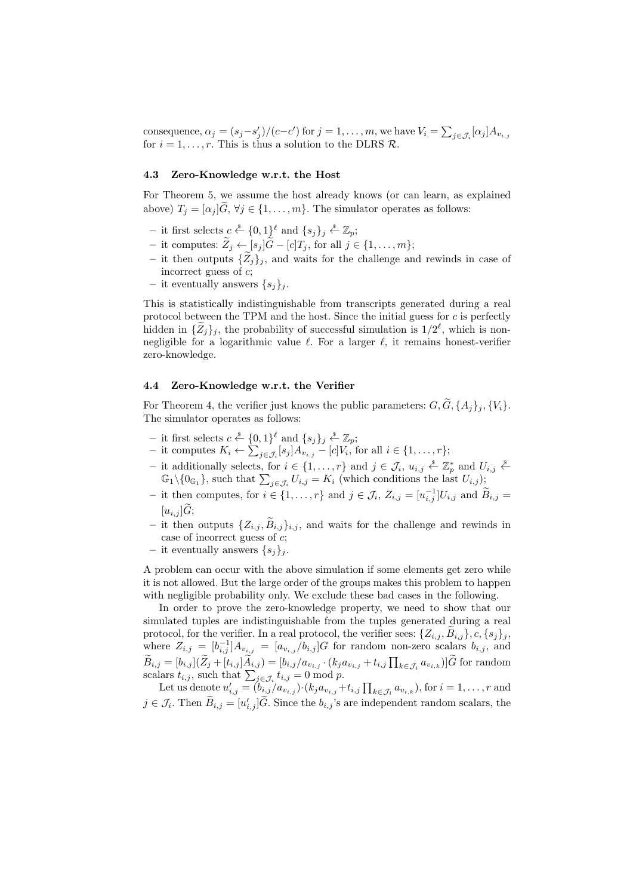consequence, $\alpha_j = (s_j - s'_j)/(c - c')$ for $j = 1, \ldots, m$, we have $V_i = \sum_{j \in \mathcal{J}_i} [\alpha_j] A_{v_{i,j}}$ for $i = 1, \ldots, r$. This is thus a solution to the DLRS $\mathcal{R}$.

### 4.3 Zero-Knowledge w.r.t. the Host

For Theorem 5, we assume the host already knows (or can learn, as explained above) $T_j = [\alpha_j]\widetilde{G}$, $\forall j \in \{1, \ldots, m\}$. The simulator operates as follows:

- it first selects $c \xleftarrow{\$} \{0,1\}^\ell$ and $\{s_j\}_j \xleftarrow{\$} \mathbb{Z}_p$;
- it computes: $\widetilde{Z}_j \leftarrow [s_j]\widetilde{G} - [c]T_j$, for all $j \in \{1, \ldots, m\}$;
- it then outputs $\{\widetilde{Z}_j\}_j$, and waits for the challenge and rewinds in case of incorrect guess of $c$;
- it eventually answers $\{s_j\}_j$.

This is statistically indistinguishable from transcripts generated during a real protocol between the TPM and the host. Since the initial guess for $c$ is perfectly hidden in $\{\widetilde{Z}_j\}_j$, the probability of successful simulation is $1/2^\ell$, which is non-negligible for a logarithmic value $\ell$. For a larger $\ell$, it remains honest-verifier zero-knowledge.

### 4.4 Zero-Knowledge w.r.t. the Verifier

For Theorem 4, the verifier just knows the public parameters: $G, \widetilde{G}, \{A_j\}_j, \{V_i\}$. The simulator operates as follows:

- it first selects $c \xleftarrow{\$} \{0,1\}^\ell$ and $\{s_j\}_j \xleftarrow{\$} \mathbb{Z}_p$;
- it computes $K_i \leftarrow \sum_{j \in \mathcal{J}_i} [s_j] A_{v_{i,j}} - [c]V_i$, for all $i \in \{1, \ldots, r\}$;
- it additionally selects, for $i \in \{1, \ldots, r\}$ and $j \in \mathcal{J}_i$, $u_{i,j} \xleftarrow{\$} \mathbb{Z}_p^*$ and $U_{i,j} \xleftarrow{\$} \mathbb{G}_1 \backslash \{0_{\mathbb{G}_1}\}$, such that $\sum_{j \in \mathcal{J}_i} U_{i,j} = K_i$ (which conditions the last $U_{i,j}$);
- it then computes, for $i \in \{1, \ldots, r\}$ and $j \in \mathcal{J}_i$, $Z_{i,j} = [u_{i,j}^{-1}]U_{i,j}$ and $\widetilde{B}_{i,j} = [u_{i,j}]\widetilde{G}$;
- it then outputs $\{Z_{i,j}, \widetilde{B}_{i,j}\}_{i,j}$, and waits for the challenge and rewinds in case of incorrect guess of $c$;
- it eventually answers $\{s_j\}_j$.

A problem can occur with the above simulation if some elements get zero while it is not allowed. But the large order of the groups makes this problem to happen with negligible probability only. We exclude these bad cases in the following.

In order to prove the zero-knowledge property, we need to show that our simulated tuples are indistinguishable from the tuples generated during a real protocol, for the verifier. In a real protocol, the verifier sees: $\{Z_{i,j}, \widetilde{B}_{i,j}\}, c, \{s_j\}_j$, where $Z_{i,j} = [b_{i,j}^{-1}]A_{v_{i,j}} = [a_{v_{i,j}}/b_{i,j}]G$ for random non-zero scalars $b_{i,j}$, and $\widetilde{B}_{i,j} = [b_{i,j}](\widetilde{Z}_j + [t_{i,j}]\widetilde{A}_{i,j}) = [b_{i,j}/a_{v_{i,j}} \cdot (k_j a_{v_{i,j}} + t_{i,j} \prod_{k \in \mathcal{J}_i} a_{v_{i,k}})]\widetilde{G}$ for random scalars $t_{i,j}$, such that $\sum_{j \in \mathcal{J}_i} t_{i,j} = 0 \bmod p$.

Let us denote $u'_{i,j} = (b_{i,j}/a_{v_{i,j}}) \cdot (k_j a_{v_{i,j}} + t_{i,j} \prod_{k \in \mathcal{J}_i} a_{v_{i,k}})$, for $i = 1, \ldots, r$ and $j \in \mathcal{J}_i$. Then $\widetilde{B}_{i,j} = [u'_{i,j}]\widetilde{G}$. Since the $b_{i,j}$'s are independent random scalars, the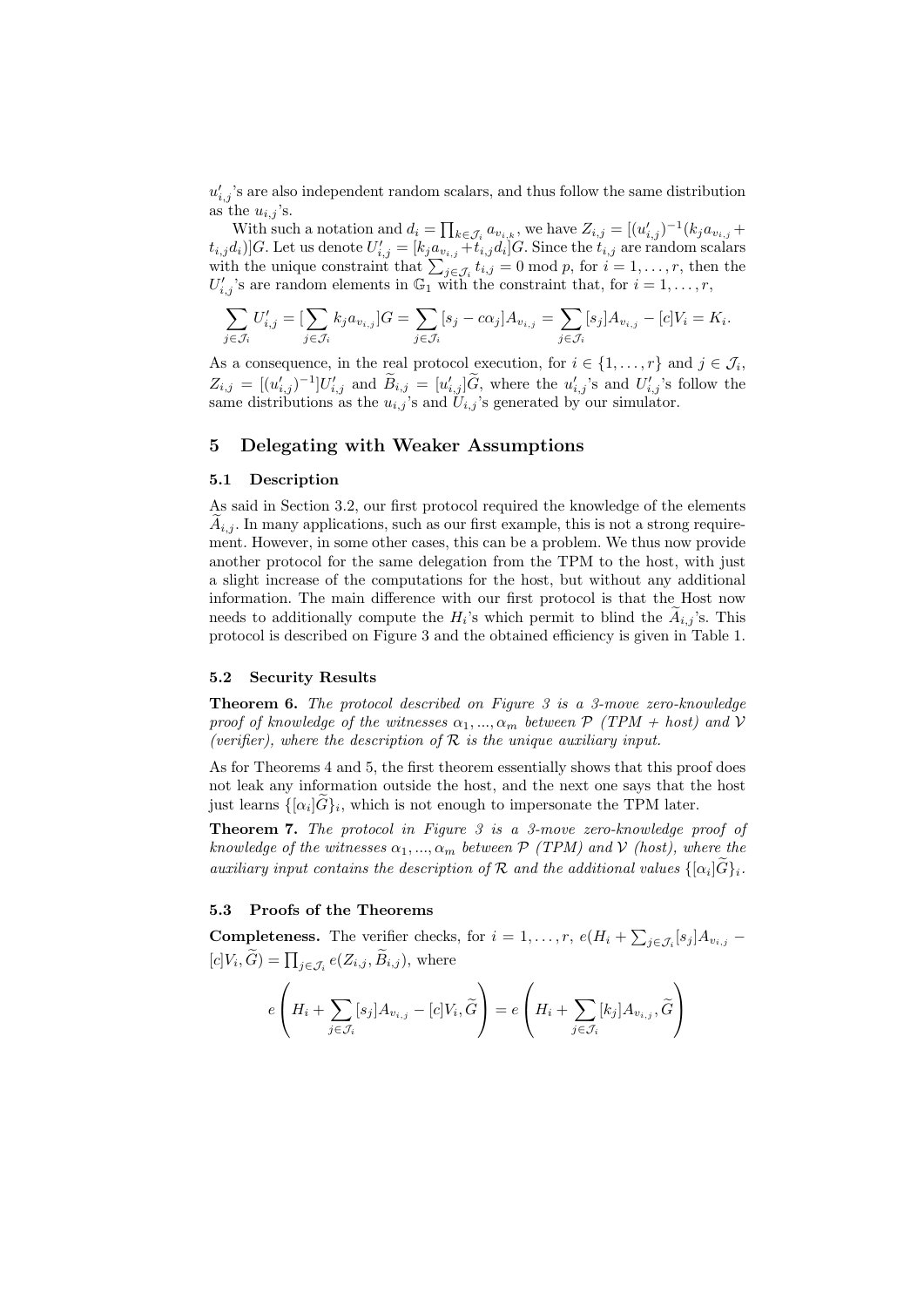$u'_{i,j}$'s are also independent random scalars, and thus follow the same distribution as the $u_{i,j}$'s.

With such a notation and $d_i = \prod_{k \in \mathcal{J}_i} a_{v_{i,k}}$, we have $Z_{i,j} = [(u'_{i,j})^{-1}(k_j a_{v_{i,j}} + t_{i,j} d_i)]G$. Let us denote $U'_{i,j} = [k_j a_{v_{i,j}} + t_{i,j} d_i]G$. Since the $t_{i,j}$ are random scalars with the unique constraint that $\sum_{j \in \mathcal{J}_i} t_{i,j} = 0 \bmod p$, for $i = 1, \ldots, r$, then the $U'_{i,j}$'s are random elements in $\mathbb{G}_1$ with the constraint that, for $i = 1, \ldots, r$,

$$\sum_{j \in \mathcal{J}_i} U'_{i,j} = [\sum_{j \in \mathcal{J}_i} k_j a_{v_{i,j}}]G = \sum_{j \in \mathcal{J}_i} [s_j - c\alpha_j] A_{v_{i,j}} = \sum_{j \in \mathcal{J}_i} [s_j] A_{v_{i,j}} - [c]V_i = K_i.$$

As a consequence, in the real protocol execution, for $i \in \{1, \ldots, r\}$ and $j \in \mathcal{J}_i$, $Z_{i,j} = [(u'_{i,j})^{-1}]U'_{i,j}$ and $\widetilde{B}_{i,j} = [u'_{i,j}]\widetilde{G}$, where the $u'_{i,j}$'s and $U'_{i,j}$'s follow the same distributions as the $u_{i,j}$'s and $U_{i,j}$'s generated by our simulator.

## 5 Delegating with Weaker Assumptions

### 5.1 Description

As said in Section 3.2, our first protocol required the knowledge of the elements $\widetilde{A}_{i,j}$. In many applications, such as our first example, this is not a strong requirement. However, in some other cases, this can be a problem. We thus now provide another protocol for the same delegation from the TPM to the host, with just a slight increase of the computations for the host, but without any additional information. The main difference with our first protocol is that the Host now needs to additionally compute the $H_i$'s which permit to blind the $\widetilde{A}_{i,j}$'s. This protocol is described on Figure 3 and the obtained efficiency is given in Table 1.

### 5.2 Security Results

**Theorem 6.** *The protocol described on Figure 3 is a 3-move zero-knowledge proof of knowledge of the witnesses $\alpha_1, ..., \alpha_m$ between $\mathcal{P}$ (TPM + host) and $\mathcal{V}$ (verifier), where the description of $\mathcal{R}$ is the unique auxiliary input.*

As for Theorems 4 and 5, the first theorem essentially shows that this proof does not leak any information outside the host, and the next one says that the host just learns $\{[\alpha_i]\widetilde{G}\}_i$, which is not enough to impersonate the TPM later.

**Theorem 7.** *The protocol in Figure 3 is a 3-move zero-knowledge proof of knowledge of the witnesses $\alpha_1, ..., \alpha_m$ between $\mathcal{P}$ (TPM) and $\mathcal{V}$ (host), where the auxiliary input contains the description of $\mathcal{R}$ and the additional values $\{[\alpha_i]\widetilde{G}\}_i$.*

### 5.3 Proofs of the Theorems

**Completeness.** The verifier checks, for $i = 1, \ldots, r$, $e(H_i + \sum_{j \in \mathcal{J}_i} [s_j] A_{v_{i,j}} - [c]V_i, \widetilde{G}) = \prod_{j \in \mathcal{J}_i} e(Z_{i,j}, \widetilde{B}_{i,j})$, where

$$e\left(H_i + \sum_{j \in \mathcal{J}_i} [s_j] A_{v_{i,j}} - [c]V_i, \widetilde{G}\right) = e\left(H_i + \sum_{j \in \mathcal{J}_i} [k_j] A_{v_{i,j}}, \widetilde{G}\right)$$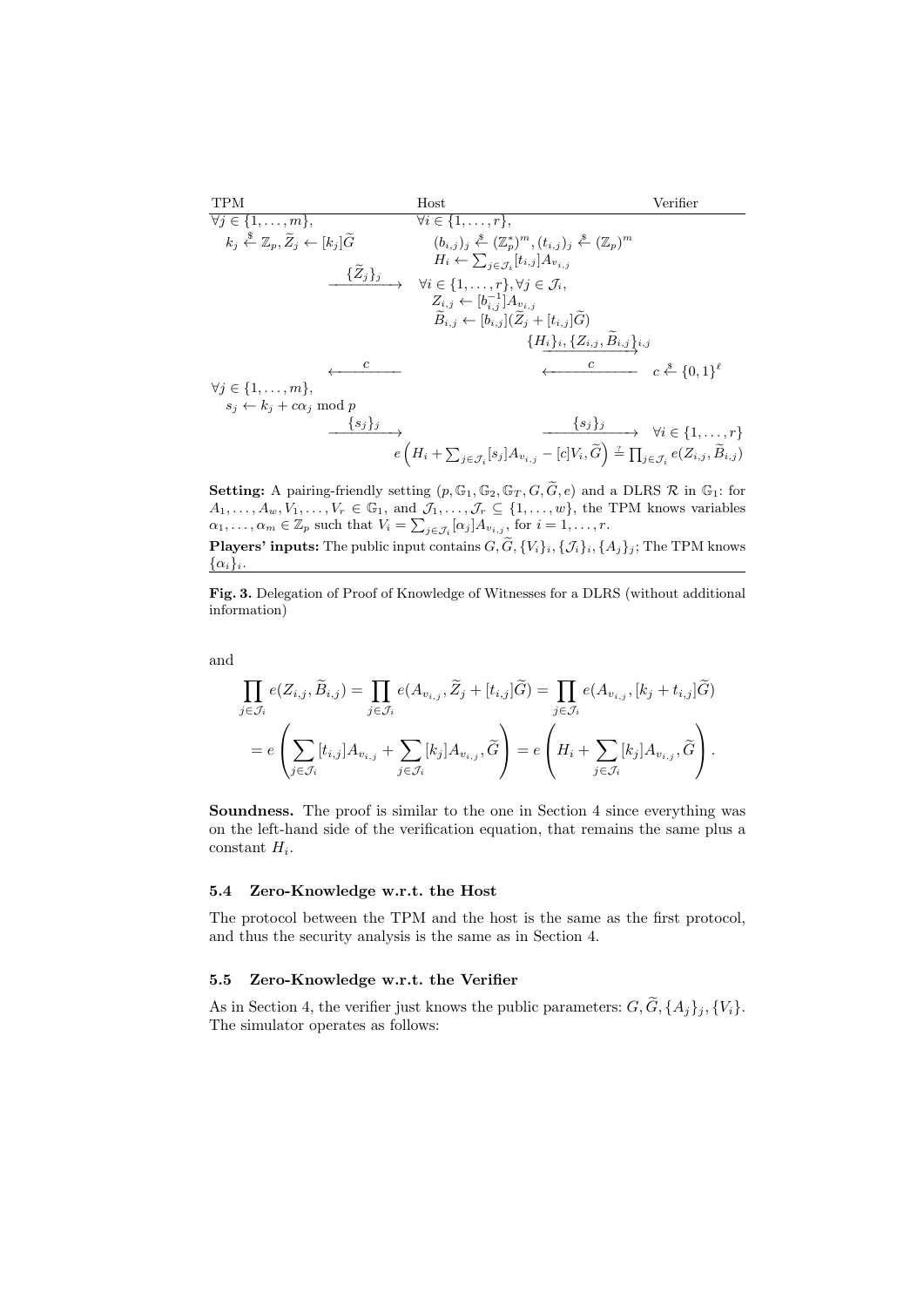| TPM | Host | Verifier |
|---|---|---|
| $\forall j \in \{1,\ldots,m\}$, | $\forall i \in \{1,\ldots,r\}$, | |
| $k_j \xleftarrow{\$} \mathbb{Z}_p, \widetilde{Z}_j \leftarrow [k_j]\widetilde{G}$ | $(b_{i,j})_j \xleftarrow{\$} (\mathbb{Z}_p^*)^m, (t_{i,j})_j \xleftarrow{\$} (\mathbb{Z}_p)^m$ | |
| | $H_i \leftarrow \sum_{j\in\mathcal{J}_i}[t_{i,j}]A_{v_{i,j}}$ | |
| $\xrightarrow{\{\widetilde{Z}_j\}_j}$ | $\forall i \in \{1,\ldots,r\}, \forall j \in \mathcal{J}_i$, | |
| | $Z_{i,j} \leftarrow [b_{i,j}^{-1}]A_{v_{i,j}}$ | |
| | $\widetilde{B}_{i,j} \leftarrow [b_{i,j}](\widetilde{Z}_j + [t_{i,j}]\widetilde{G})$ | |
| | $\xrightarrow{\{H_i\}_i, \{Z_{i,j}, \widetilde{B}_{i,j}\}_{i,j}}$ | |
| $\xleftarrow{c}$ | $\xleftarrow{c}$ | $c \xleftarrow{\$} \{0,1\}^\ell$ |
| $\forall j \in \{1,\ldots,m\}$, | | |
| $s_j \leftarrow k_j + c\alpha_j \bmod p$ | | |
| $\xrightarrow{\{s_j\}_j}$ | $\xrightarrow{\{s_j\}_j}$ | $\forall i \in \{1,\ldots,r\}$ |
| | $e\left(H_i + \sum_{j\in\mathcal{J}_i}[s_j]A_{v_{i,j}} - [c]V_i, \widetilde{G}\right) \stackrel{?}{=} \prod_{j\in\mathcal{J}_i} e(Z_{i,j}, \widetilde{B}_{i,j})$ | |

**Setting:** A pairing-friendly setting $(p, \mathbb{G}_1, \mathbb{G}_2, \mathbb{G}_T, G, \widetilde{G}, e)$ and a DLRS $\mathcal{R}$ in $\mathbb{G}_1$: for $A_1, \ldots, A_w, V_1, \ldots, V_r \in \mathbb{G}_1$, and $\mathcal{J}_1, \ldots, \mathcal{J}_r \subseteq \{1, \ldots, w\}$, the TPM knows variables $\alpha_1, \ldots, \alpha_m \in \mathbb{Z}_p$ such that $V_i = \sum_{j\in\mathcal{J}_i}[\alpha_j]A_{v_{i,j}}$, for $i = 1, \ldots, r$.

**Players' inputs:** The public input contains $G, \widetilde{G}, \{V_i\}_i, \{\mathcal{J}_i\}_i, \{A_j\}_j$; The TPM knows $\{\alpha_i\}_i$.

**Fig. 3.** Delegation of Proof of Knowledge of Witnesses for a DLRS (without additional information)

and

$$\prod_{j\in\mathcal{J}_i} e(Z_{i,j}, \widetilde{B}_{i,j}) = \prod_{j\in\mathcal{J}_i} e(A_{v_{i,j}}, \widetilde{Z}_j + [t_{i,j}]\widetilde{G}) = \prod_{j\in\mathcal{J}_i} e(A_{v_{i,j}}, [k_j + t_{i,j}]\widetilde{G})$$
$$= e\left(\sum_{j\in\mathcal{J}_i}[t_{i,j}]A_{v_{i,j}} + \sum_{j\in\mathcal{J}_i}[k_j]A_{v_{i,j}}, \widetilde{G}\right) = e\left(H_i + \sum_{j\in\mathcal{J}_i}[k_j]A_{v_{i,j}}, \widetilde{G}\right).$$

**Soundness.** The proof is similar to the one in Section 4 since everything was on the left-hand side of the verification equation, that remains the same plus a constant $H_i$.

### 5.4 Zero-Knowledge w.r.t. the Host

The protocol between the TPM and the host is the same as the first protocol, and thus the security analysis is the same as in Section 4.

### 5.5 Zero-Knowledge w.r.t. the Verifier

As in Section 4, the verifier just knows the public parameters: $G, \widetilde{G}, \{A_j\}_j, \{V_i\}$. The simulator operates as follows: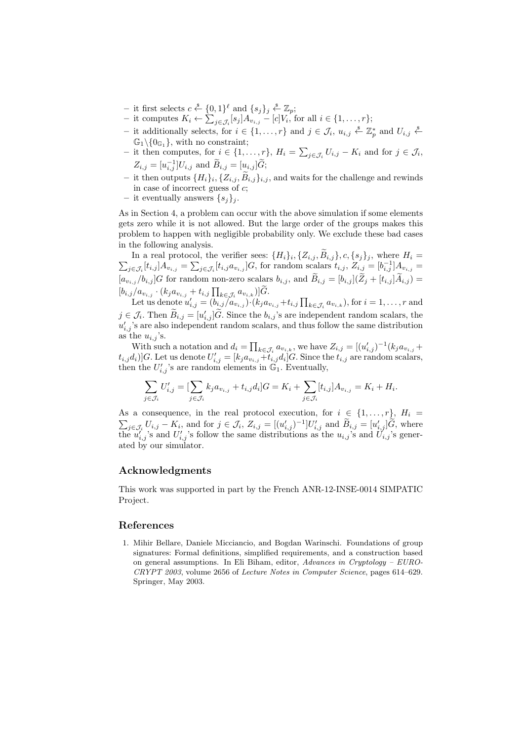– it first selects $c \xleftarrow{\$} \{0,1\}^\ell$ and $\{s_j\}_j \xleftarrow{\$} \mathbb{Z}_p$;
– it computes $K_i \leftarrow \sum_{j\in\mathcal{J}_i}[s_j]A_{v_{i,j}} - [c]V_i$, for all $i \in \{1,\ldots,r\}$;
– it additionally selects, for $i \in \{1,\ldots,r\}$ and $j \in \mathcal{J}_i$, $u_{i,j} \xleftarrow{\$} \mathbb{Z}_p^*$ and $U_{i,j} \xleftarrow{\$} \mathbb{G}_1\backslash\{0_{\mathbb{G}_1}\}$, with no constraint;
– it then computes, for $i \in \{1,\ldots,r\}$, $H_i = \sum_{j\in\mathcal{J}_i} U_{i,j} - K_i$ and for $j \in \mathcal{J}_i$, $Z_{i,j} = [u_{i,j}^{-1}]U_{i,j}$ and $\widetilde{B}_{i,j} = [u_{i,j}]\widetilde{G}$;
– it then outputs $\{H_i\}_i, \{Z_{i,j}, \widetilde{B}_{i,j}\}_{i,j}$, and waits for the challenge and rewinds in case of incorrect guess of $c$;
– it eventually answers $\{s_j\}_j$.

As in Section 4, a problem can occur with the above simulation if some elements gets zero while it is not allowed. But the large order of the groups makes this problem to happen with negligible probability only. We exclude these bad cases in the following analysis.

In a real protocol, the verifier sees: $\{H_i\}_i, \{Z_{i,j}, \widetilde{B}_{i,j}\}, c, \{s_j\}_j$, where $H_i = \sum_{j\in\mathcal{J}_i}[t_{i,j}]A_{v_{i,j}} = \sum_{j\in\mathcal{J}_i}[t_{i,j}a_{v_{i,j}}]G$, for random scalars $t_{i,j}$, $Z_{i,j} = [b_{i,j}^{-1}]A_{v_{i,j}} = [a_{v_{i,j}}/b_{i,j}]G$ for random non-zero scalars $b_{i,j}$, and $\widetilde{B}_{i,j} = [b_{i,j}](\widetilde{Z}_j + [t_{i,j}]\widetilde{A}_{i,j}) = [b_{i,j}/a_{v_{i,j}} \cdot (k_j a_{v_{i,j}} + t_{i,j}\prod_{k\in\mathcal{J}_i} a_{v_{i,k}})]\widetilde{G}$.

Let us denote $u'_{i,j} = (b_{i,j}/a_{v_{i,j}})\cdot(k_j a_{v_{i,j}} + t_{i,j}\prod_{k\in\mathcal{J}_i} a_{v_{i,k}})$, for $i = 1,\ldots,r$ and $j \in \mathcal{J}_i$. Then $\widetilde{B}_{i,j} = [u'_{i,j}]\widetilde{G}$. Since the $b_{i,j}$'s are independent random scalars, the $u'_{i,j}$'s are also independent random scalars, and thus follow the same distribution as the $u_{i,j}$'s.

With such a notation and $d_i = \prod_{k\in\mathcal{J}_i} a_{v_{i,k}}$, we have $Z_{i,j} = [(u'_{i,j})^{-1}(k_j a_{v_{i,j}} + t_{i,j}d_i)]G$. Let us denote $U'_{i,j} = [k_j a_{v_{i,j}} + t_{i,j}d_i]G$. Since the $t_{i,j}$ are random scalars, then the $U'_{i,j}$'s are random elements in $\mathbb{G}_1$. Eventually,

$$\sum_{j\in\mathcal{J}_i} U'_{i,j} = [\sum_{j\in\mathcal{J}_i} k_j a_{v_{i,j}} + t_{i,j}d_i]G = K_i + \sum_{j\in\mathcal{J}_i}[t_{i,j}]A_{v_{i,j}} = K_i + H_i.$$

As a consequence, in the real protocol execution, for $i \in \{1,\ldots,r\}$, $H_i = \sum_{j\in\mathcal{J}_i} U_{i,j} - K_i$, and for $j \in \mathcal{J}_i$, $Z_{i,j} = [(u'_{i,j})^{-1}]U'_{i,j}$ and $\widetilde{B}_{i,j} = [u'_{i,j}]\widetilde{G}$, where the $u'_{i,j}$'s and $U'_{i,j}$'s follow the same distributions as the $u_{i,j}$'s and $U_{i,j}$'s generated by our simulator.

## Acknowledgments

This work was supported in part by the French ANR-12-INSE-0014 SIMPATIC Project.

## References

1. Mihir Bellare, Daniele Micciancio, and Bogdan Warinschi. Foundations of group signatures: Formal definitions, simplified requirements, and a construction based on general assumptions. In Eli Biham, editor, *Advances in Cryptology – EUROCRYPT 2003*, volume 2656 of *Lecture Notes in Computer Science*, pages 614–629. Springer, May 2003.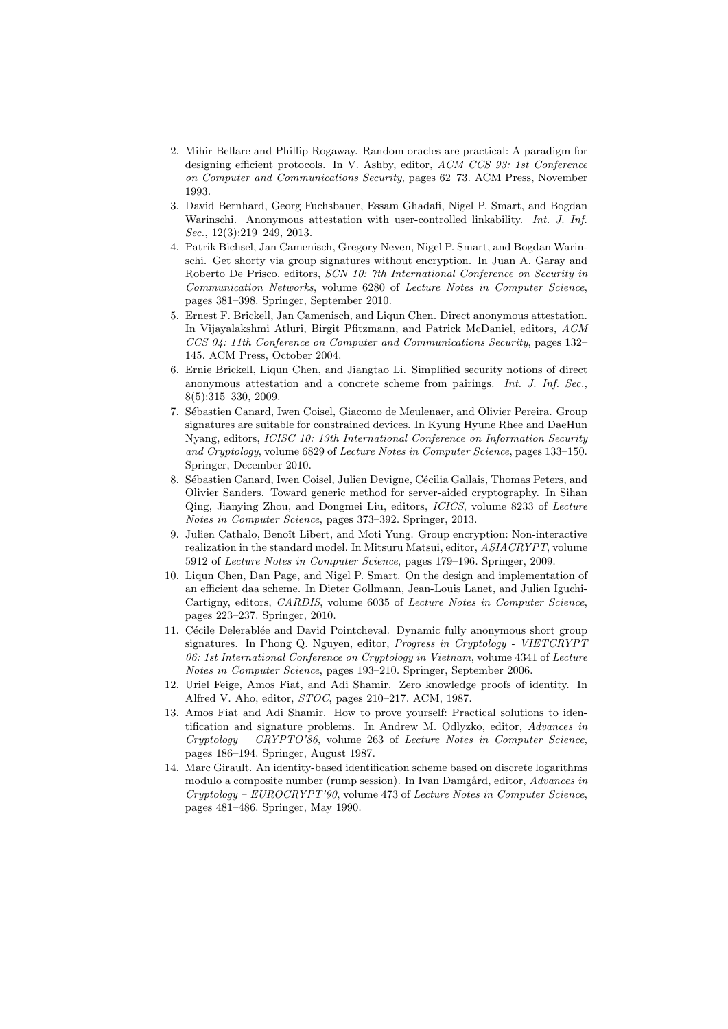2. Mihir Bellare and Phillip Rogaway. Random oracles are practical: A paradigm for designing efficient protocols. In V. Ashby, editor, *ACM CCS 93: 1st Conference on Computer and Communications Security*, pages 62–73. ACM Press, November 1993.
3. David Bernhard, Georg Fuchsbauer, Essam Ghadafi, Nigel P. Smart, and Bogdan Warinschi. Anonymous attestation with user-controlled linkability. *Int. J. Inf. Sec.*, 12(3):219–249, 2013.
4. Patrik Bichsel, Jan Camenisch, Gregory Neven, Nigel P. Smart, and Bogdan Warinschi. Get shorty via group signatures without encryption. In Juan A. Garay and Roberto De Prisco, editors, *SCN 10: 7th International Conference on Security in Communication Networks*, volume 6280 of *Lecture Notes in Computer Science*, pages 381–398. Springer, September 2010.
5. Ernest F. Brickell, Jan Camenisch, and Liqun Chen. Direct anonymous attestation. In Vijayalakshmi Atluri, Birgit Pfitzmann, and Patrick McDaniel, editors, *ACM CCS 04: 11th Conference on Computer and Communications Security*, pages 132–145. ACM Press, October 2004.
6. Ernie Brickell, Liqun Chen, and Jiangtao Li. Simplified security notions of direct anonymous attestation and a concrete scheme from pairings. *Int. J. Inf. Sec.*, 8(5):315–330, 2009.
7. Sébastien Canard, Iwen Coisel, Giacomo de Meulenaer, and Olivier Pereira. Group signatures are suitable for constrained devices. In Kyung Hyune Rhee and DaeHun Nyang, editors, *ICISC 10: 13th International Conference on Information Security and Cryptology*, volume 6829 of *Lecture Notes in Computer Science*, pages 133–150. Springer, December 2010.
8. Sébastien Canard, Iwen Coisel, Julien Devigne, Cécilia Gallais, Thomas Peters, and Olivier Sanders. Toward generic method for server-aided cryptography. In Sihan Qing, Jianying Zhou, and Dongmei Liu, editors, *ICICS*, volume 8233 of *Lecture Notes in Computer Science*, pages 373–392. Springer, 2013.
9. Julien Cathalo, Benoît Libert, and Moti Yung. Group encryption: Non-interactive realization in the standard model. In Mitsuru Matsui, editor, *ASIACRYPT*, volume 5912 of *Lecture Notes in Computer Science*, pages 179–196. Springer, 2009.
10. Liqun Chen, Dan Page, and Nigel P. Smart. On the design and implementation of an efficient daa scheme. In Dieter Gollmann, Jean-Louis Lanet, and Julien Iguchi-Cartigny, editors, *CARDIS*, volume 6035 of *Lecture Notes in Computer Science*, pages 223–237. Springer, 2010.
11. Cécile Delerablée and David Pointcheval. Dynamic fully anonymous short group signatures. In Phong Q. Nguyen, editor, *Progress in Cryptology - VIETCRYPT 06: 1st International Conference on Cryptology in Vietnam*, volume 4341 of *Lecture Notes in Computer Science*, pages 193–210. Springer, September 2006.
12. Uriel Feige, Amos Fiat, and Adi Shamir. Zero knowledge proofs of identity. In Alfred V. Aho, editor, *STOC*, pages 210–217. ACM, 1987.
13. Amos Fiat and Adi Shamir. How to prove yourself: Practical solutions to identification and signature problems. In Andrew M. Odlyzko, editor, *Advances in Cryptology – CRYPTO'86*, volume 263 of *Lecture Notes in Computer Science*, pages 186–194. Springer, August 1987.
14. Marc Girault. An identity-based identification scheme based on discrete logarithms modulo a composite number (rump session). In Ivan Damgård, editor, *Advances in Cryptology – EUROCRYPT'90*, volume 473 of *Lecture Notes in Computer Science*, pages 481–486. Springer, May 1990.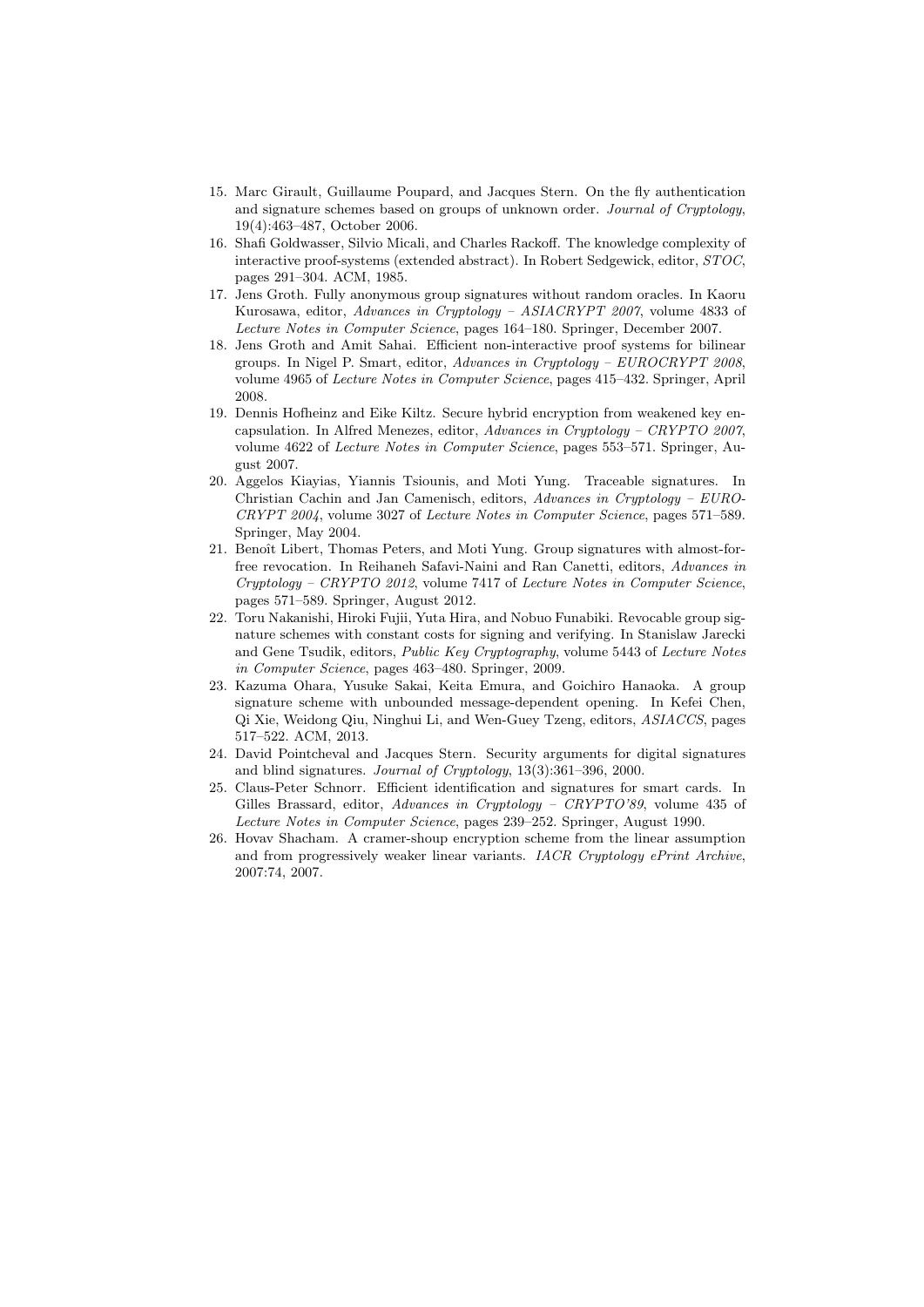15. Marc Girault, Guillaume Poupard, and Jacques Stern. On the fly authentication and signature schemes based on groups of unknown order. *Journal of Cryptology*, 19(4):463–487, October 2006.
16. Shafi Goldwasser, Silvio Micali, and Charles Rackoff. The knowledge complexity of interactive proof-systems (extended abstract). In Robert Sedgewick, editor, *STOC*, pages 291–304. ACM, 1985.
17. Jens Groth. Fully anonymous group signatures without random oracles. In Kaoru Kurosawa, editor, *Advances in Cryptology – ASIACRYPT 2007*, volume 4833 of *Lecture Notes in Computer Science*, pages 164–180. Springer, December 2007.
18. Jens Groth and Amit Sahai. Efficient non-interactive proof systems for bilinear groups. In Nigel P. Smart, editor, *Advances in Cryptology – EUROCRYPT 2008*, volume 4965 of *Lecture Notes in Computer Science*, pages 415–432. Springer, April 2008.
19. Dennis Hofheinz and Eike Kiltz. Secure hybrid encryption from weakened key encapsulation. In Alfred Menezes, editor, *Advances in Cryptology – CRYPTO 2007*, volume 4622 of *Lecture Notes in Computer Science*, pages 553–571. Springer, August 2007.
20. Aggelos Kiayias, Yiannis Tsiounis, and Moti Yung. Traceable signatures. In Christian Cachin and Jan Camenisch, editors, *Advances in Cryptology – EUROCRYPT 2004*, volume 3027 of *Lecture Notes in Computer Science*, pages 571–589. Springer, May 2004.
21. Benoît Libert, Thomas Peters, and Moti Yung. Group signatures with almost-for-free revocation. In Reihaneh Safavi-Naini and Ran Canetti, editors, *Advances in Cryptology – CRYPTO 2012*, volume 7417 of *Lecture Notes in Computer Science*, pages 571–589. Springer, August 2012.
22. Toru Nakanishi, Hiroki Fujii, Yuta Hira, and Nobuo Funabiki. Revocable group signature schemes with constant costs for signing and verifying. In Stanislaw Jarecki and Gene Tsudik, editors, *Public Key Cryptography*, volume 5443 of *Lecture Notes in Computer Science*, pages 463–480. Springer, 2009.
23. Kazuma Ohara, Yusuke Sakai, Keita Emura, and Goichiro Hanaoka. A group signature scheme with unbounded message-dependent opening. In Kefei Chen, Qi Xie, Weidong Qiu, Ninghui Li, and Wen-Guey Tzeng, editors, *ASIACCS*, pages 517–522. ACM, 2013.
24. David Pointcheval and Jacques Stern. Security arguments for digital signatures and blind signatures. *Journal of Cryptology*, 13(3):361–396, 2000.
25. Claus-Peter Schnorr. Efficient identification and signatures for smart cards. In Gilles Brassard, editor, *Advances in Cryptology – CRYPTO'89*, volume 435 of *Lecture Notes in Computer Science*, pages 239–252. Springer, August 1990.
26. Hovav Shacham. A cramer-shoup encryption scheme from the linear assumption and from progressively weaker linear variants. *IACR Cryptology ePrint Archive*, 2007:74, 2007.